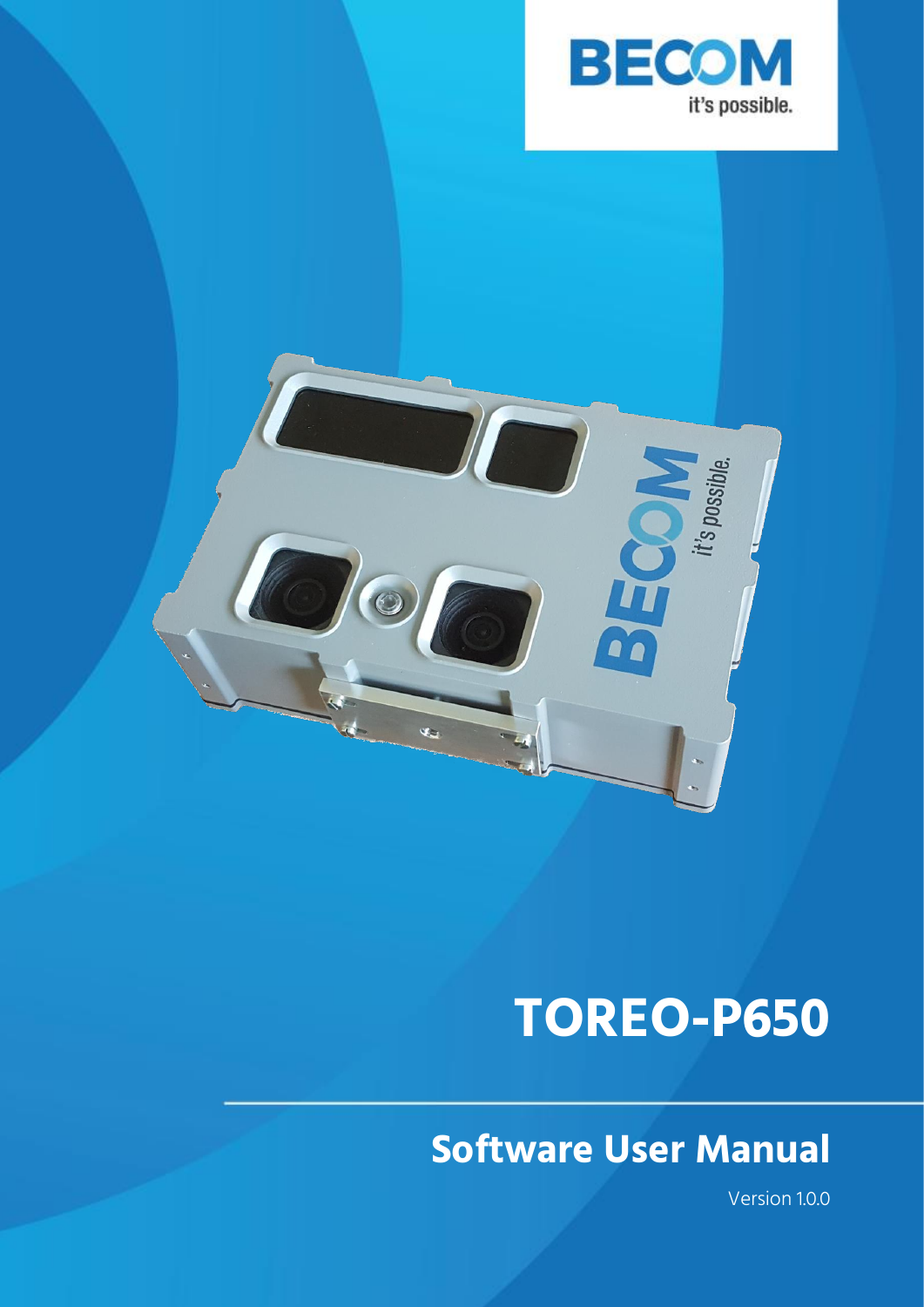# TOREO-P650

## Software User Manual

Version 1.0.0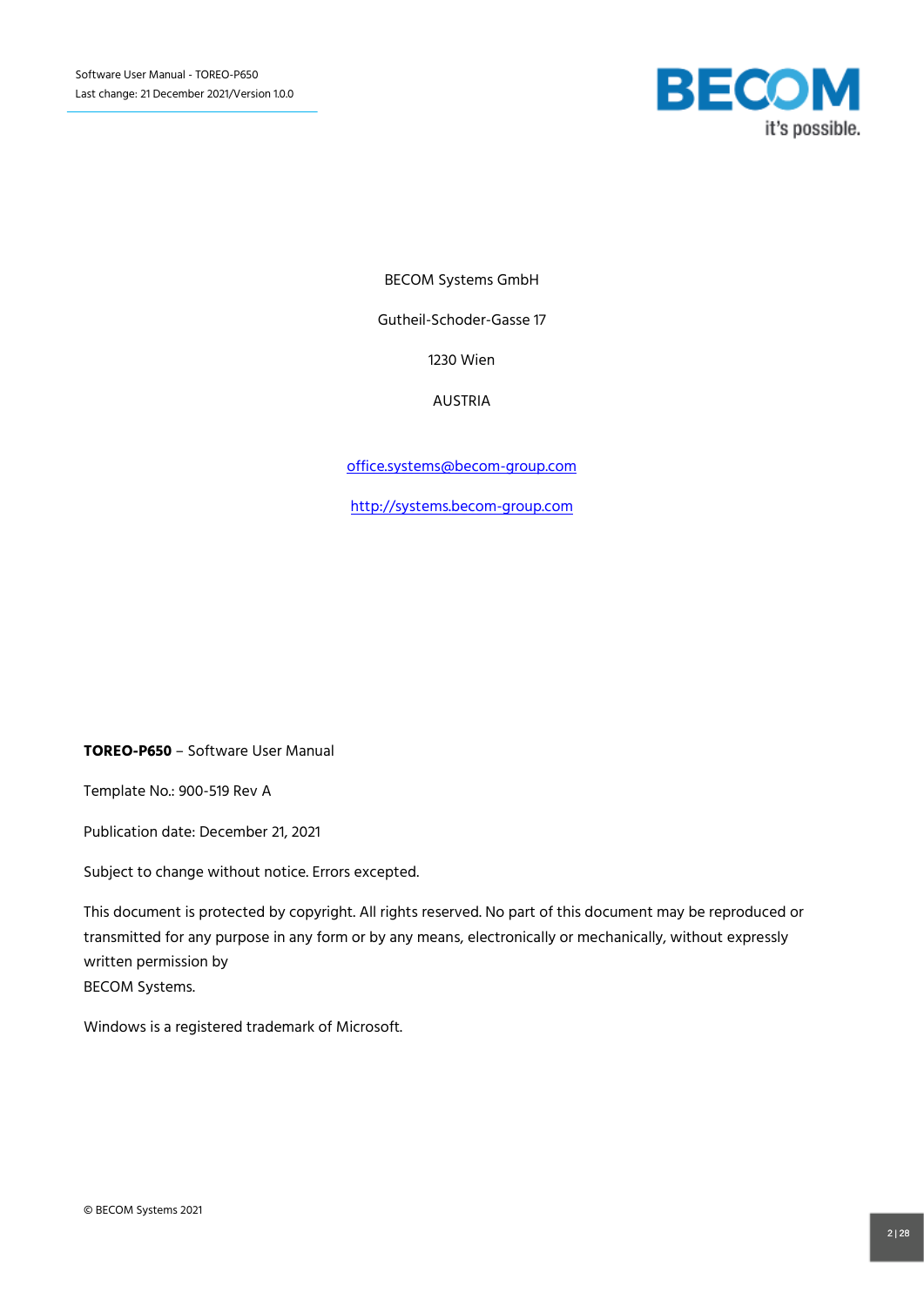BECOM Systems GmbH

Gutheil-Schoder-Gasse 17

1230 Wien

AUSTRIA

office.systems@becom-group.com

http://systems.becom-group.com

**TOREO-P650** – Software User Manual

Template No.: 900-519 Rev A

Publication date: December 21, 2021

Subject to change without notice. Errors excepted.

This document is protected by copyright. All rights reserved. No part of this document may be reproduced or transmitted for any purpose in any form or by any means, electronically or mechanically, without expressly written permission by
BECOM Systems.

Windows is a registered trademark of Microsoft.

© BECOM Systems 2021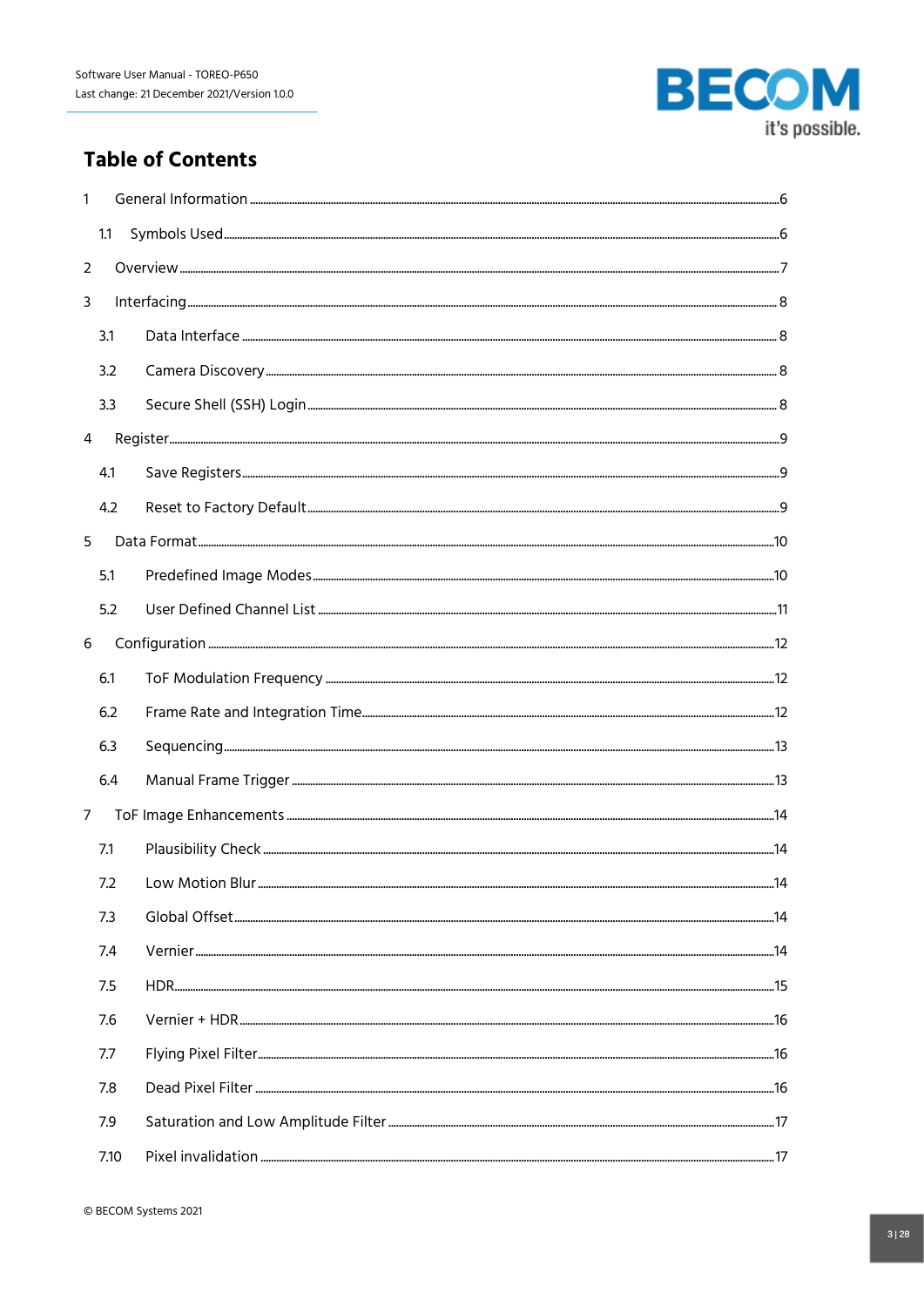# Table of Contents

1 General Information ........................................................................................................ 6

1.1 Symbols Used ............................................................................................................ 6

2 Overview ........................................................................................................................ 7

3 Interfacing ...................................................................................................................... 8

3.1 Data Interface ............................................................................................................ 8

3.2 Camera Discovery ...................................................................................................... 8

3.3 Secure Shell (SSH) Login ............................................................................................ 8

4 Register .......................................................................................................................... 9

4.1 Save Registers ........................................................................................................... 9

4.2 Reset to Factory Default ............................................................................................. 9

5 Data Format ................................................................................................................. 10

5.1 Predefined Image Modes .......................................................................................... 10

5.2 User Defined Channel List ........................................................................................ 11

6 Configuration ............................................................................................................... 12

6.1 ToF Modulation Frequency ....................................................................................... 12

6.2 Frame Rate and Integration Time ............................................................................. 12

6.3 Sequencing .............................................................................................................. 13

6.4 Manual Frame Trigger .............................................................................................. 13

7 ToF Image Enhancements ............................................................................................ 14

7.1 Plausibility Check ..................................................................................................... 14

7.2 Low Motion Blur ....................................................................................................... 14

7.3 Global Offset ............................................................................................................ 14

7.4 Vernier ..................................................................................................................... 14

7.5 HDR ......................................................................................................................... 15

7.6 Vernier + HDR .......................................................................................................... 16

7.7 Flying Pixel Filter ...................................................................................................... 16

7.8 Dead Pixel Filter ....................................................................................................... 16

7.9 Saturation and Low Amplitude Filter ......................................................................... 17

7.10 Pixel invalidation ..................................................................................................... 17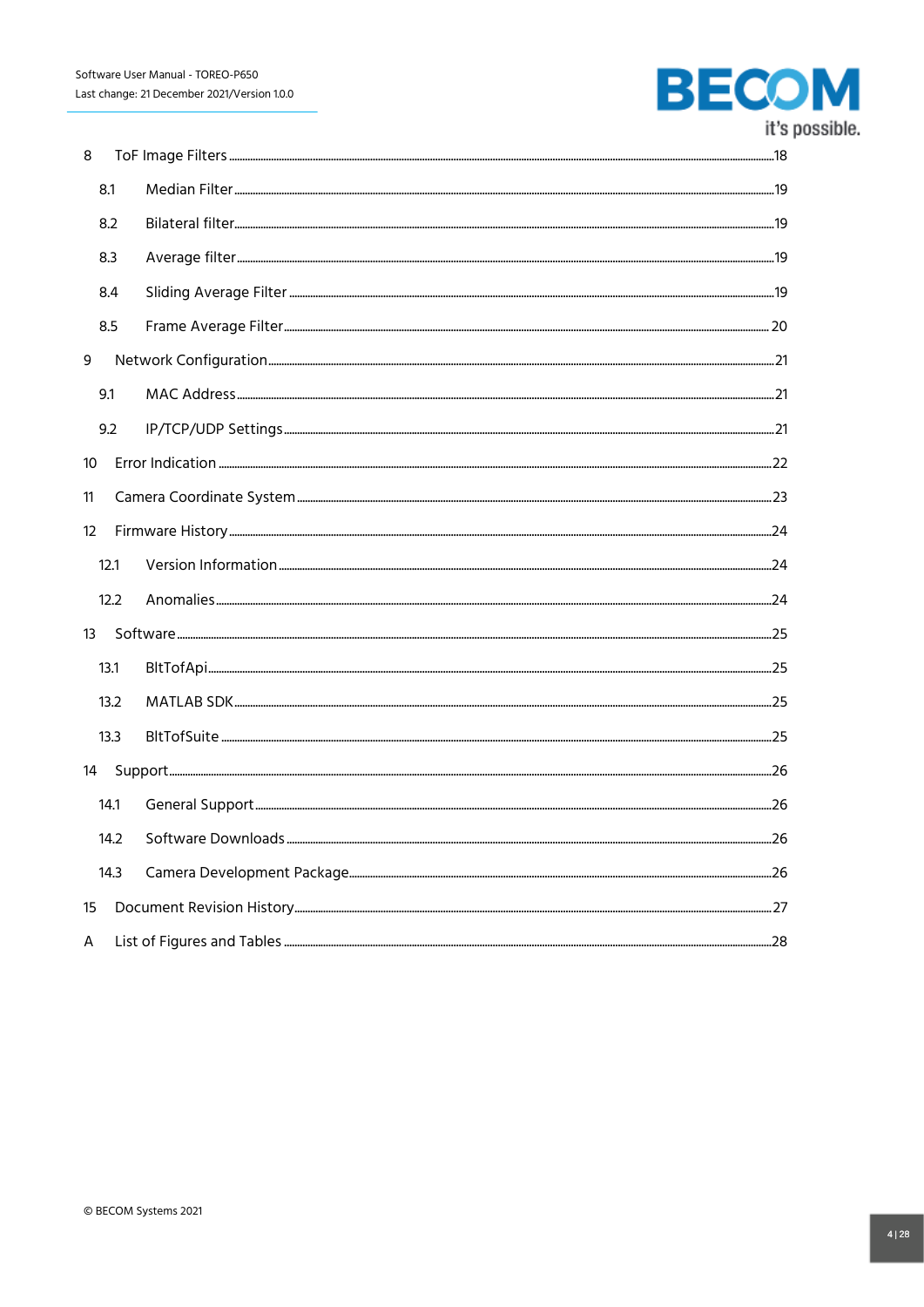8 ToF Image Filters ....................................................................................................................................18

8.1 Median Filter ....................................................................................................................................19

8.2 Bilateral filter ....................................................................................................................................19

8.3 Average filter ....................................................................................................................................19

8.4 Sliding Average Filter ....................................................................................................................................19

8.5 Frame Average Filter ....................................................................................................................................20

9 Network Configuration ....................................................................................................................................21

9.1 MAC Address ....................................................................................................................................21

9.2 IP/TCP/UDP Settings ....................................................................................................................................21

10 Error Indication ....................................................................................................................................22

11 Camera Coordinate System ....................................................................................................................................23

12 Firmware History ....................................................................................................................................24

12.1 Version Information ....................................................................................................................................24

12.2 Anomalies ....................................................................................................................................24

13 Software ....................................................................................................................................25

13.1 BltTofApi ....................................................................................................................................25

13.2 MATLAB SDK ....................................................................................................................................25

13.3 BltTofSuite ....................................................................................................................................25

14 Support ....................................................................................................................................26

14.1 General Support ....................................................................................................................................26

14.2 Software Downloads ....................................................................................................................................26

14.3 Camera Development Package ....................................................................................................................................26

15 Document Revision History ....................................................................................................................................27

A List of Figures and Tables ....................................................................................................................................28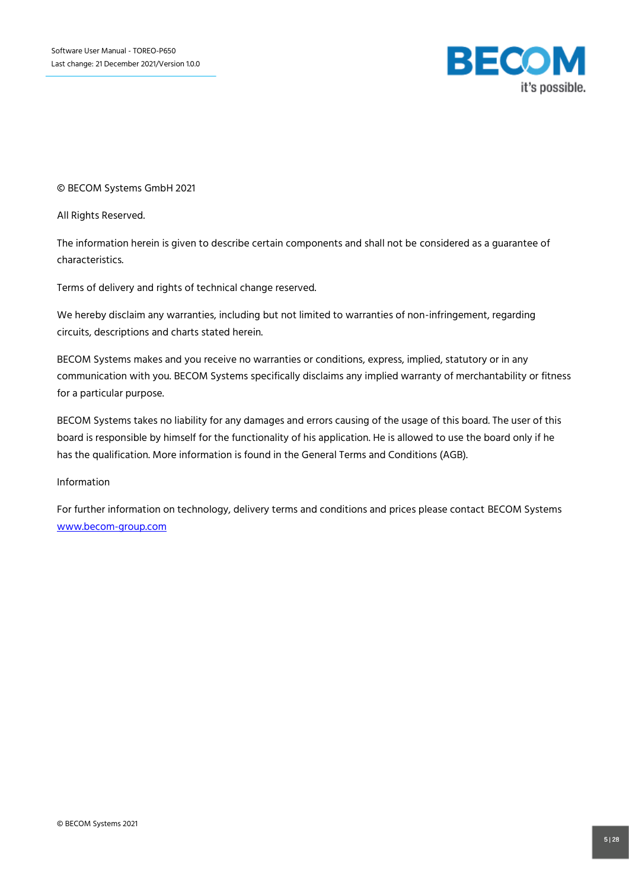© BECOM Systems GmbH 2021

All Rights Reserved.

The information herein is given to describe certain components and shall not be considered as a guarantee of characteristics.

Terms of delivery and rights of technical change reserved.

We hereby disclaim any warranties, including but not limited to warranties of non-infringement, regarding circuits, descriptions and charts stated herein.

BECOM Systems makes and you receive no warranties or conditions, express, implied, statutory or in any communication with you. BECOM Systems specifically disclaims any implied warranty of merchantability or fitness for a particular purpose.

BECOM Systems takes no liability for any damages and errors causing of the usage of this board. The user of this board is responsible by himself for the functionality of his application. He is allowed to use the board only if he has the qualification. More information is found in the General Terms and Conditions (AGB).

Information

For further information on technology, delivery terms and conditions and prices please contact BECOM Systems [www.becom-group.com](http://www.becom-group.com)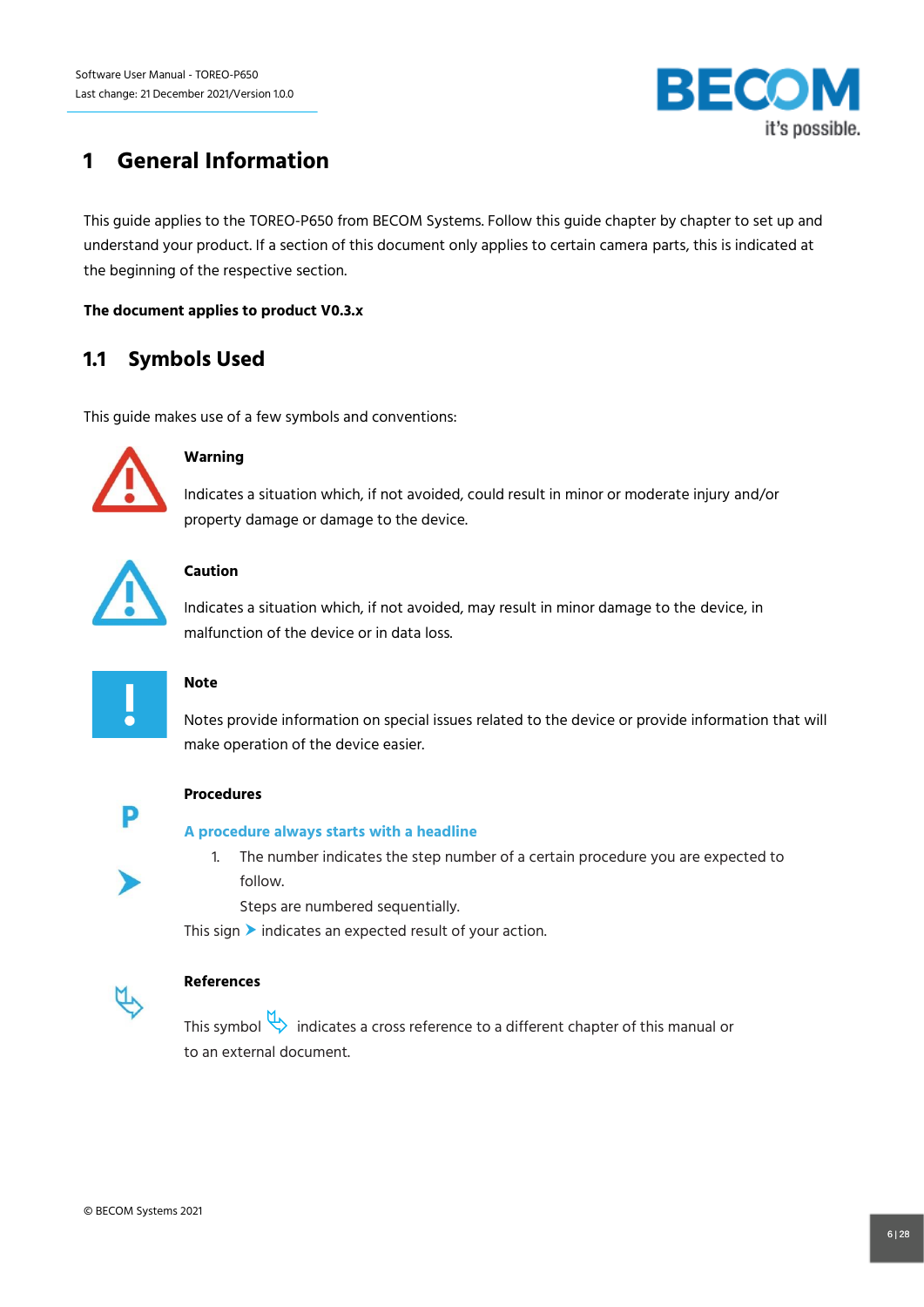# 1 General Information

This guide applies to the TOREO-P650 from BECOM Systems. Follow this guide chapter by chapter to set up and understand your product. If a section of this document only applies to certain camera parts, this is indicated at the beginning of the respective section.

**The document applies to product V0.3.x**

## 1.1 Symbols Used

This guide makes use of a few symbols and conventions:

**Warning**

Indicates a situation which, if not avoided, could result in minor or moderate injury and/or property damage or damage to the device.

**Caution**

Indicates a situation which, if not avoided, may result in minor damage to the device, in malfunction of the device or in data loss.

**Note**

Notes provide information on special issues related to the device or provide information that will make operation of the device easier.

**Procedures**

**A procedure always starts with a headline**

1. The number indicates the step number of a certain procedure you are expected to follow.

   Steps are numbered sequentially.

This sign ➤ indicates an expected result of your action.

**References**

This symbol indicates a cross reference to a different chapter of this manual or to an external document.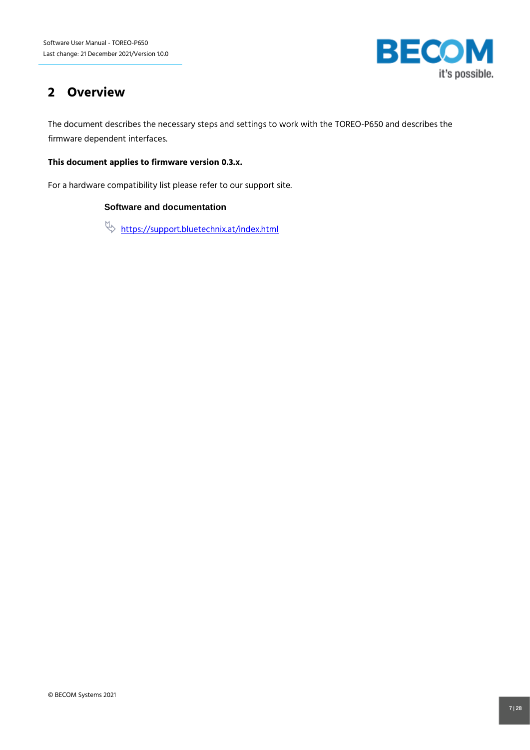# 2 Overview

The document describes the necessary steps and settings to work with the TOREO-P650 and describes the firmware dependent interfaces.

**This document applies to firmware version 0.3.x.**

For a hardware compatibility list please refer to our support site.

**Software and documentation**

[https://support.bluetechnix.at/index.html](https://support.bluetechnix.at/index.html)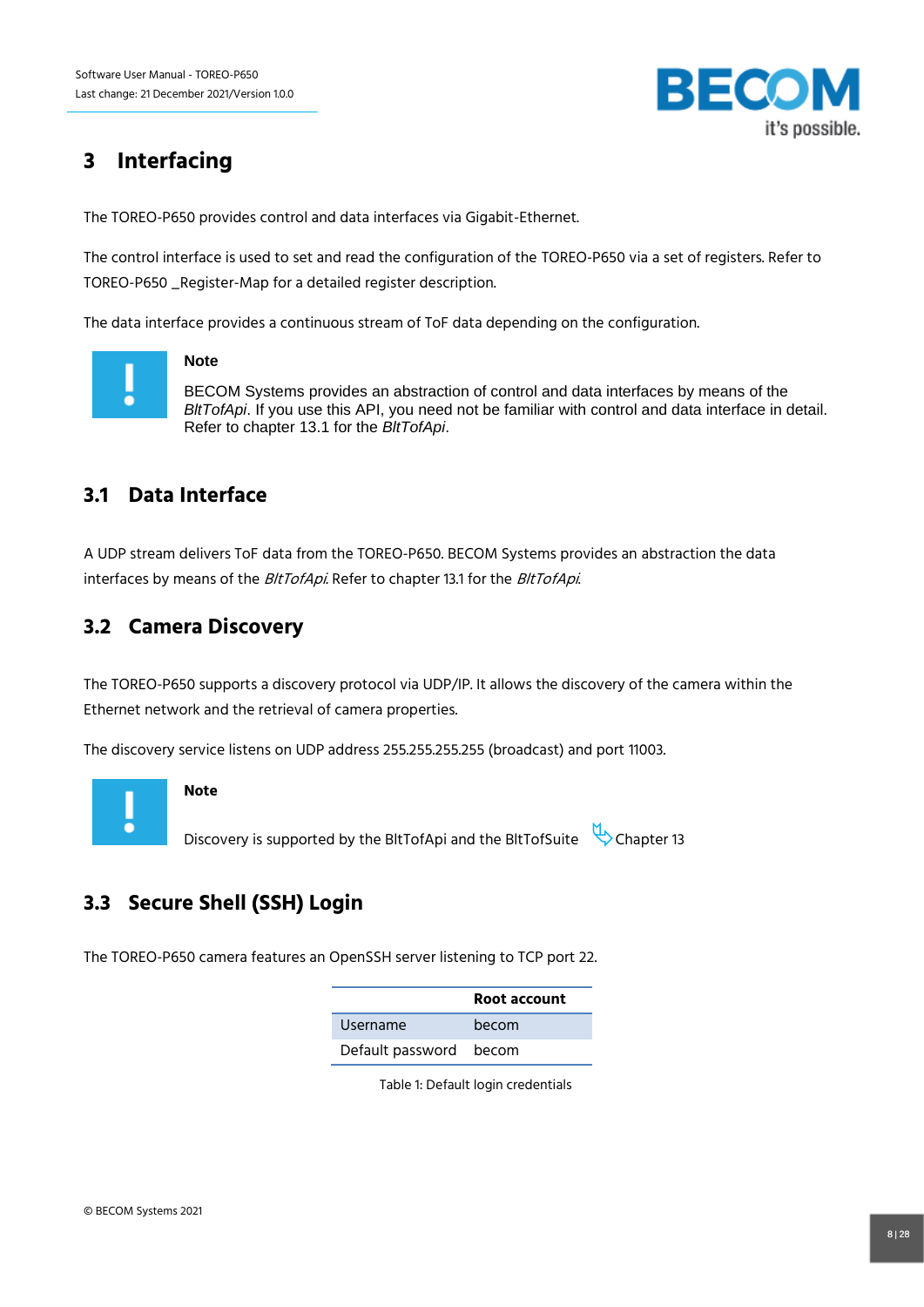# 3 Interfacing

The TOREO-P650 provides control and data interfaces via Gigabit-Ethernet.

The control interface is used to set and read the configuration of the TOREO-P650 via a set of registers. Refer to TOREO-P650 _Register-Map for a detailed register description.

The data interface provides a continuous stream of ToF data depending on the configuration.

> **Note**
>
> BECOM Systems provides an abstraction of control and data interfaces by means of the *BltTofApi*. If you use this API, you need not be familiar with control and data interface in detail. Refer to chapter 13.1 for the *BltTofApi*.

## 3.1 Data Interface

A UDP stream delivers ToF data from the TOREO-P650. BECOM Systems provides an abstraction the data interfaces by means of the *BltTofApi*. Refer to chapter 13.1 for the *BltTofApi*.

## 3.2 Camera Discovery

The TOREO-P650 supports a discovery protocol via UDP/IP. It allows the discovery of the camera within the Ethernet network and the retrieval of camera properties.

The discovery service listens on UDP address 255.255.255.255 (broadcast) and port 11003.

> **Note**
>
> Discovery is supported by the BltTofApi and the BltTofSuite Chapter 13

## 3.3 Secure Shell (SSH) Login

The TOREO-P650 camera features an OpenSSH server listening to TCP port 22.

| | Root account |
|---|---|
| Username | becom |
| Default password | becom |

Table 1: Default login credentials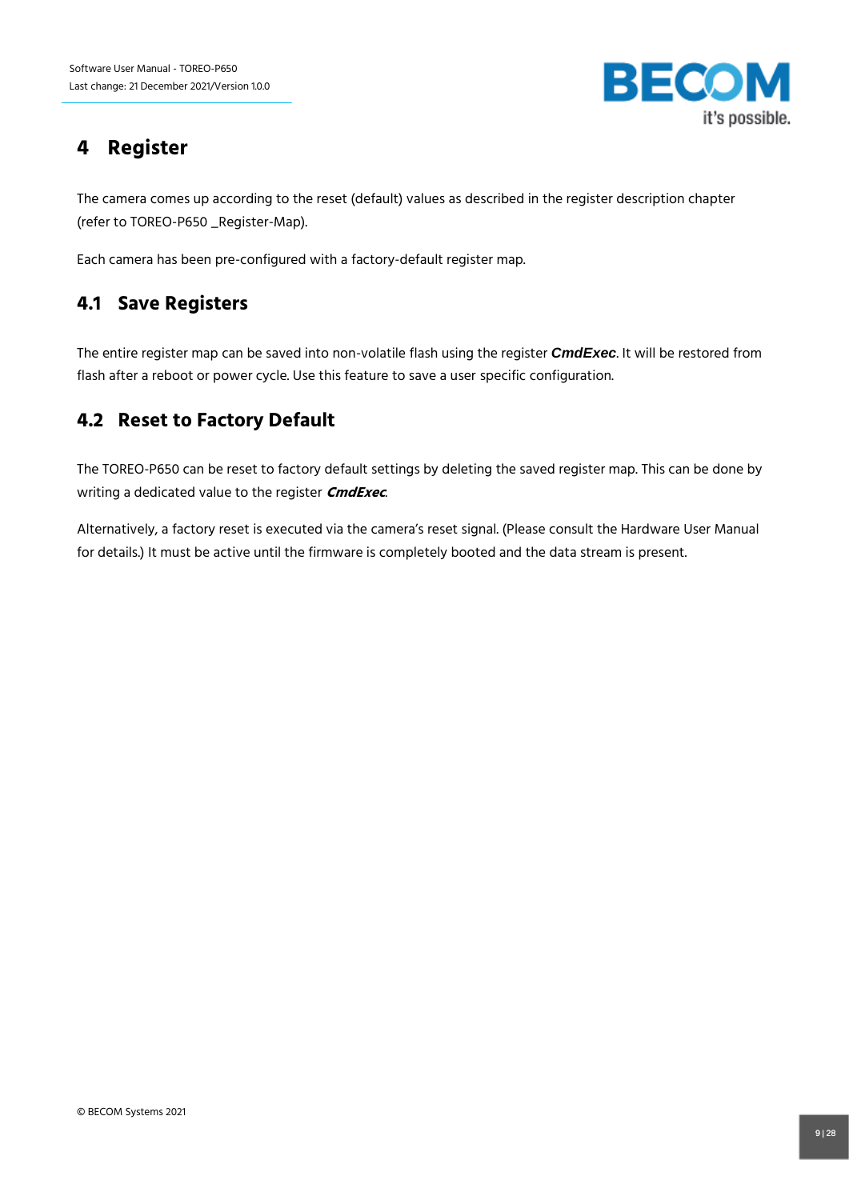# 4 Register

The camera comes up according to the reset (default) values as described in the register description chapter (refer to TOREO-P650 _Register-Map).

Each camera has been pre-configured with a factory-default register map.

## 4.1 Save Registers

The entire register map can be saved into non-volatile flash using the register ***CmdExec***. It will be restored from flash after a reboot or power cycle. Use this feature to save a user specific configuration.

## 4.2 Reset to Factory Default

The TOREO-P650 can be reset to factory default settings by deleting the saved register map. This can be done by writing a dedicated value to the register ***CmdExec***.

Alternatively, a factory reset is executed via the camera's reset signal. (Please consult the Hardware User Manual for details.) It must be active until the firmware is completely booted and the data stream is present.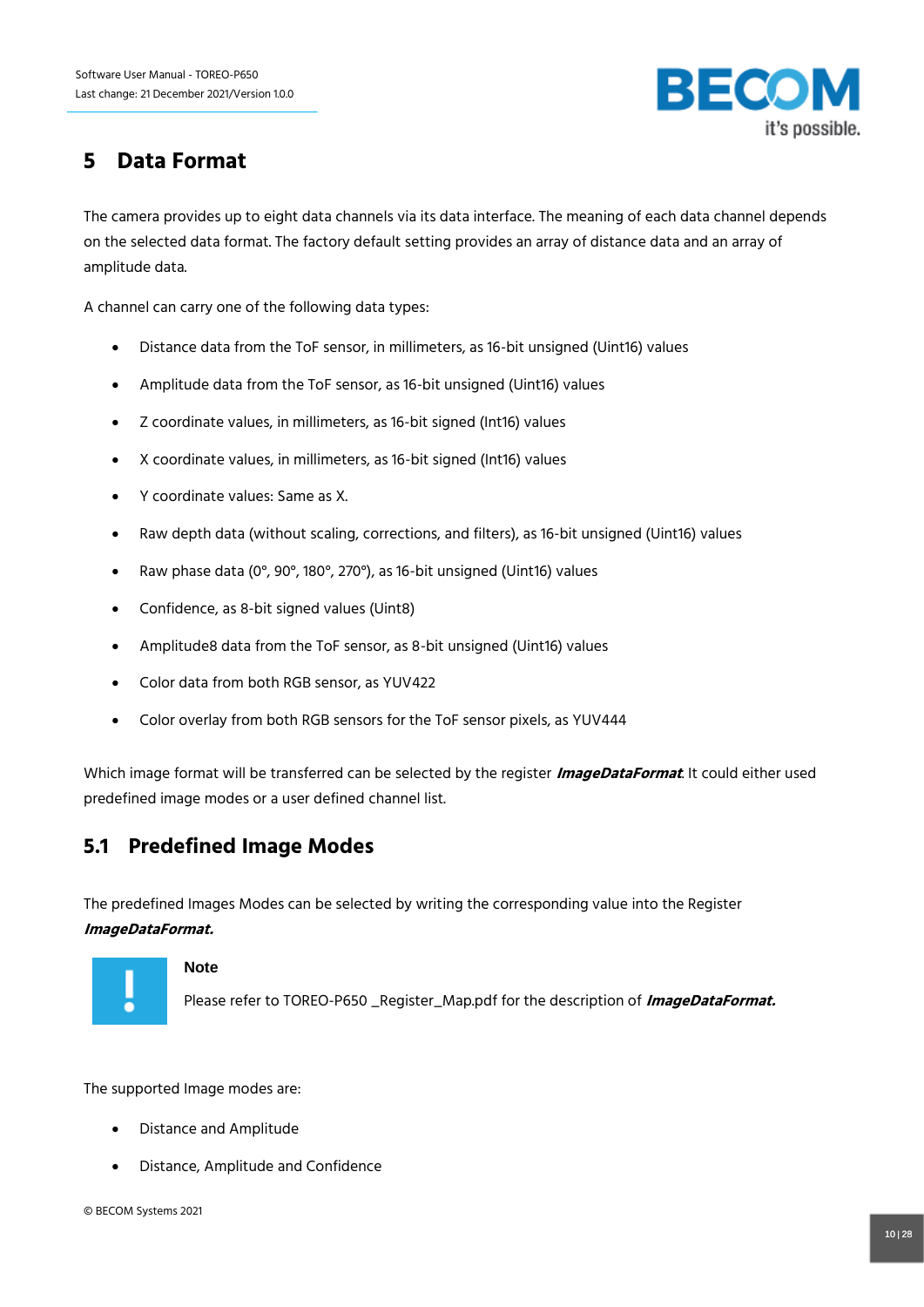# 5 Data Format

The camera provides up to eight data channels via its data interface. The meaning of each data channel depends on the selected data format. The factory default setting provides an array of distance data and an array of amplitude data.

A channel can carry one of the following data types:

- Distance data from the ToF sensor, in millimeters, as 16-bit unsigned (Uint16) values
- Amplitude data from the ToF sensor, as 16-bit unsigned (Uint16) values
- Z coordinate values, in millimeters, as 16-bit signed (Int16) values
- X coordinate values, in millimeters, as 16-bit signed (Int16) values
- Y coordinate values: Same as X.
- Raw depth data (without scaling, corrections, and filters), as 16-bit unsigned (Uint16) values
- Raw phase data (0°, 90°, 180°, 270°), as 16-bit unsigned (Uint16) values
- Confidence, as 8-bit signed values (Uint8)
- Amplitude8 data from the ToF sensor, as 8-bit unsigned (Uint16) values
- Color data from both RGB sensor, as YUV422
- Color overlay from both RGB sensors for the ToF sensor pixels, as YUV444

Which image format will be transferred can be selected by the register ***ImageDataFormat***. It could either used predefined image modes or a user defined channel list.

## 5.1 Predefined Image Modes

The predefined Images Modes can be selected by writing the corresponding value into the Register ***ImageDataFormat.***

> **Note**
>
> Please refer to TOREO-P650 _Register_Map.pdf for the description of ***ImageDataFormat.***

The supported Image modes are:

- Distance and Amplitude
- Distance, Amplitude and Confidence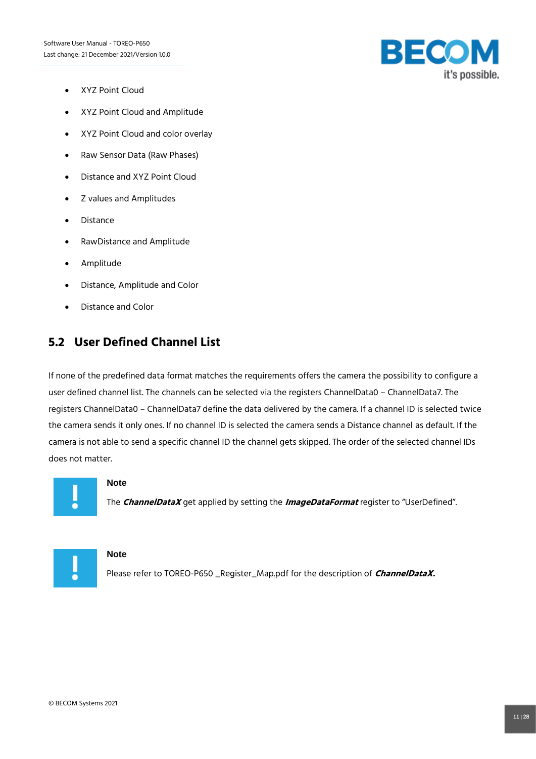- XYZ Point Cloud
- XYZ Point Cloud and Amplitude
- XYZ Point Cloud and color overlay
- Raw Sensor Data (Raw Phases)
- Distance and XYZ Point Cloud
- Z values and Amplitudes
- Distance
- RawDistance and Amplitude
- Amplitude
- Distance, Amplitude and Color
- Distance and Color

## 5.2 User Defined Channel List

If none of the predefined data format matches the requirements offers the camera the possibility to configure a user defined channel list. The channels can be selected via the registers ChannelData0 – ChannelData7. The registers ChannelData0 – ChannelData7 define the data delivered by the camera. If a channel ID is selected twice the camera sends it only ones. If no channel ID is selected the camera sends a Distance channel as default. If the camera is not able to send a specific channel ID the channel gets skipped. The order of the selected channel IDs does not matter.

**Note**

The ***ChannelDataX*** get applied by setting the ***ImageDataFormat*** register to "UserDefined".

**Note**

Please refer to TOREO-P650 _Register_Map.pdf for the description of ***ChannelDataX.***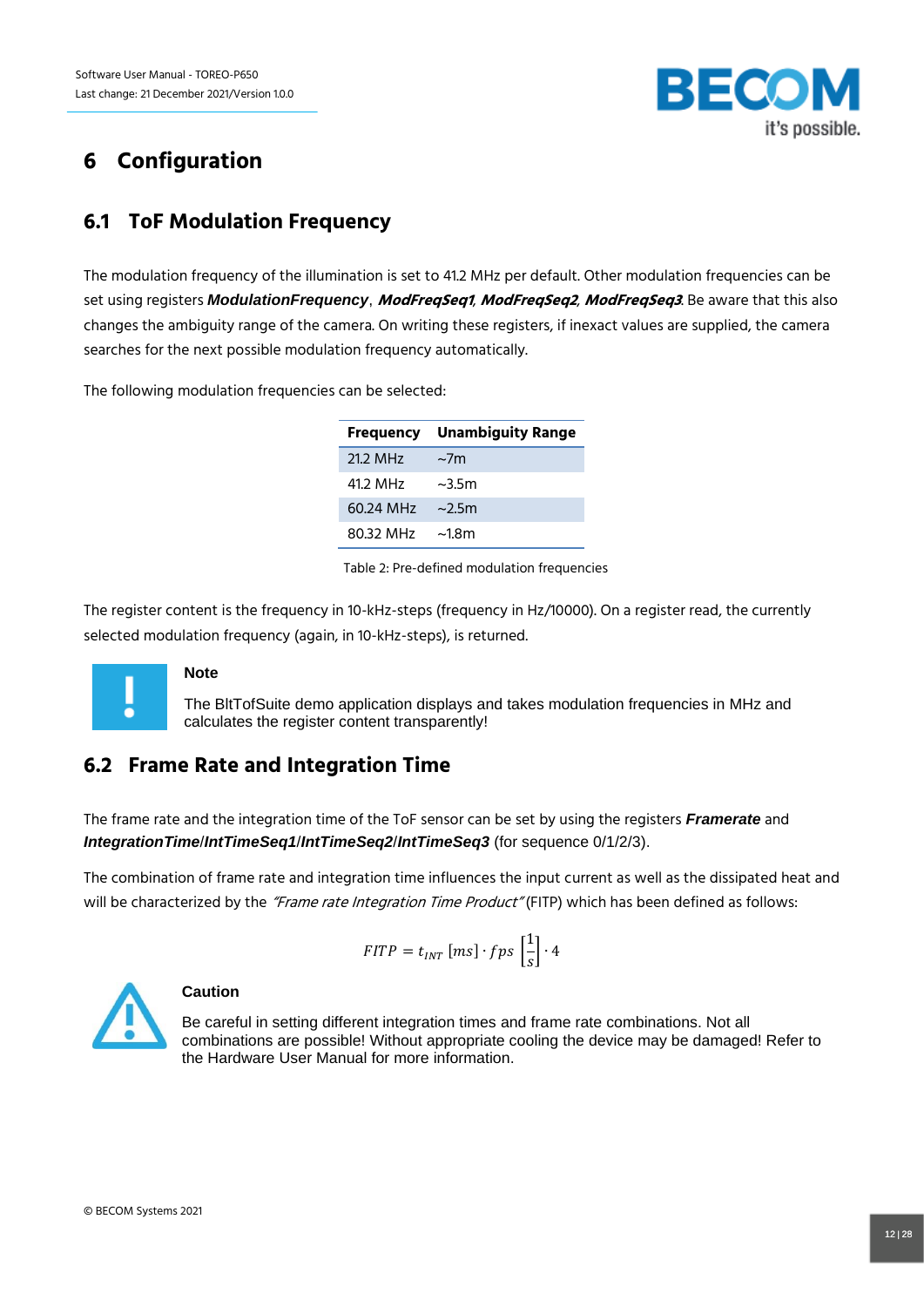# 6 Configuration

## 6.1 ToF Modulation Frequency

The modulation frequency of the illumination is set to 41.2 MHz per default. Other modulation frequencies can be set using registers ***ModulationFrequency***, ***ModFreqSeq1***, ***ModFreqSeq2***, ***ModFreqSeq3***. Be aware that this also changes the ambiguity range of the camera. On writing these registers, if inexact values are supplied, the camera searches for the next possible modulation frequency automatically.

The following modulation frequencies can be selected:

| Frequency | Unambiguity Range |
|---|---|
| 21.2 MHz | ~7m |
| 41.2 MHz | ~3.5m |
| 60.24 MHz | ~2.5m |
| 80.32 MHz | ~1.8m |

Table 2: Pre-defined modulation frequencies

The register content is the frequency in 10-kHz-steps (frequency in Hz/10000). On a register read, the currently selected modulation frequency (again, in 10-kHz-steps), is returned.

**Note**

The BltTofSuite demo application displays and takes modulation frequencies in MHz and calculates the register content transparently!

## 6.2 Frame Rate and Integration Time

The frame rate and the integration time of the ToF sensor can be set by using the registers ***Framerate*** and ***IntegrationTime***/***IntTimeSeq1***/***IntTimeSeq2***/***IntTimeSeq3*** (for sequence 0/1/2/3).

The combination of frame rate and integration time influences the input current as well as the dissipated heat and will be characterized by the *"Frame rate Integration Time Product"* (FITP) which has been defined as follows:

$$FITP = t_{INT}\ [ms] \cdot fps\ \left[\frac{1}{s}\right] \cdot 4$$

**Caution**

Be careful in setting different integration times and frame rate combinations. Not all combinations are possible! Without appropriate cooling the device may be damaged! Refer to the Hardware User Manual for more information.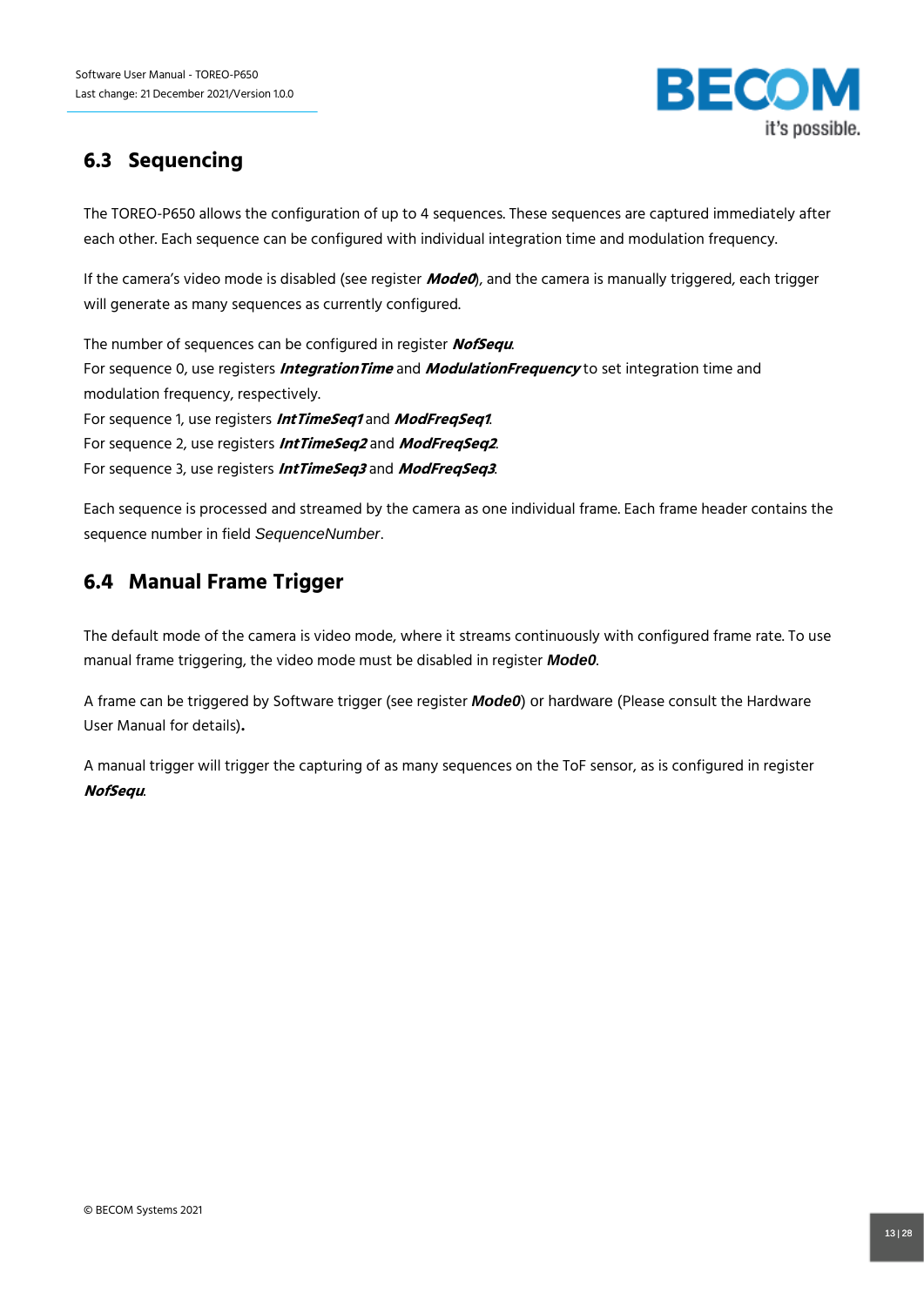## 6.3 Sequencing

The TOREO-P650 allows the configuration of up to 4 sequences. These sequences are captured immediately after each other. Each sequence can be configured with individual integration time and modulation frequency.

If the camera's video mode is disabled (see register ***Mode0***), and the camera is manually triggered, each trigger will generate as many sequences as currently configured.

The number of sequences can be configured in register ***NofSequ***.
For sequence 0, use registers ***IntegrationTime*** and ***ModulationFrequency*** to set integration time and modulation frequency, respectively.
For sequence 1, use registers ***IntTimeSeq1*** and ***ModFreqSeq1***.
For sequence 2, use registers ***IntTimeSeq2*** and ***ModFreqSeq2***.
For sequence 3, use registers ***IntTimeSeq3*** and ***ModFreqSeq3***.

Each sequence is processed and streamed by the camera as one individual frame. Each frame header contains the sequence number in field *SequenceNumber*.

## 6.4 Manual Frame Trigger

The default mode of the camera is video mode, where it streams continuously with configured frame rate. To use manual frame triggering, the video mode must be disabled in register ***Mode0***.

A frame can be triggered by Software trigger (see register ***Mode0***) or hardware (Please consult the Hardware User Manual for details).

A manual trigger will trigger the capturing of as many sequences on the ToF sensor, as is configured in register ***NofSequ***.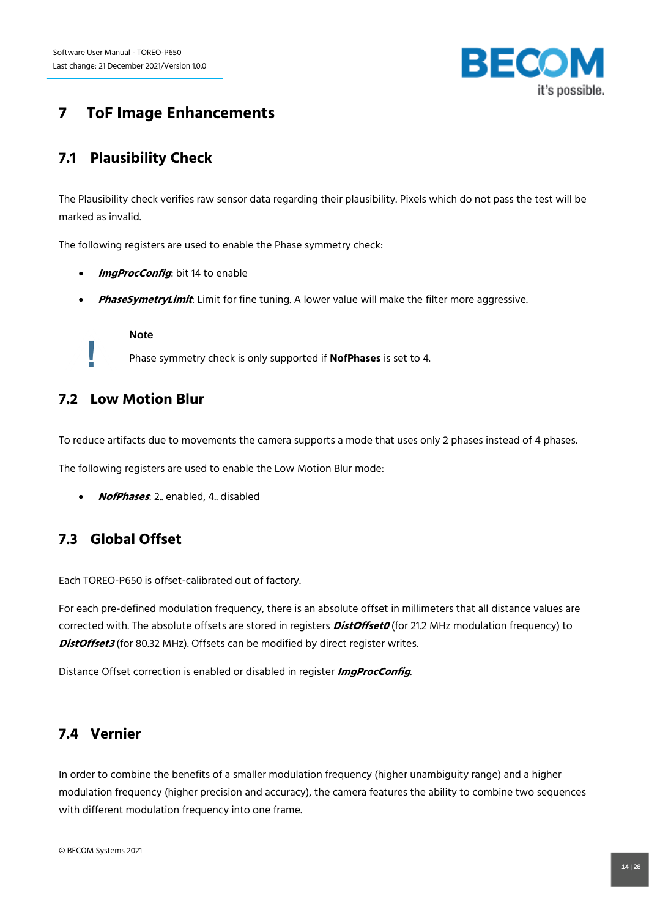# 7 ToF Image Enhancements

## 7.1 Plausibility Check

The Plausibility check verifies raw sensor data regarding their plausibility. Pixels which do not pass the test will be marked as invalid.

The following registers are used to enable the Phase symmetry check:

- ***ImgProcConfig***: bit 14 to enable
- ***PhaseSymetryLimit***: Limit for fine tuning. A lower value will make the filter more aggressive.

> **Note**
>
> Phase symmetry check is only supported if **NofPhases** is set to 4.

## 7.2 Low Motion Blur

To reduce artifacts due to movements the camera supports a mode that uses only 2 phases instead of 4 phases.

The following registers are used to enable the Low Motion Blur mode:

- ***NofPhases***: 2.. enabled, 4.. disabled

## 7.3 Global Offset

Each TOREO-P650 is offset-calibrated out of factory.

For each pre-defined modulation frequency, there is an absolute offset in millimeters that all distance values are corrected with. The absolute offsets are stored in registers ***DistOffset0*** (for 21.2 MHz modulation frequency) to ***DistOffset3*** (for 80.32 MHz). Offsets can be modified by direct register writes.

Distance Offset correction is enabled or disabled in register ***ImgProcConfig***.

## 7.4 Vernier

In order to combine the benefits of a smaller modulation frequency (higher unambiguity range) and a higher modulation frequency (higher precision and accuracy), the camera features the ability to combine two sequences with different modulation frequency into one frame.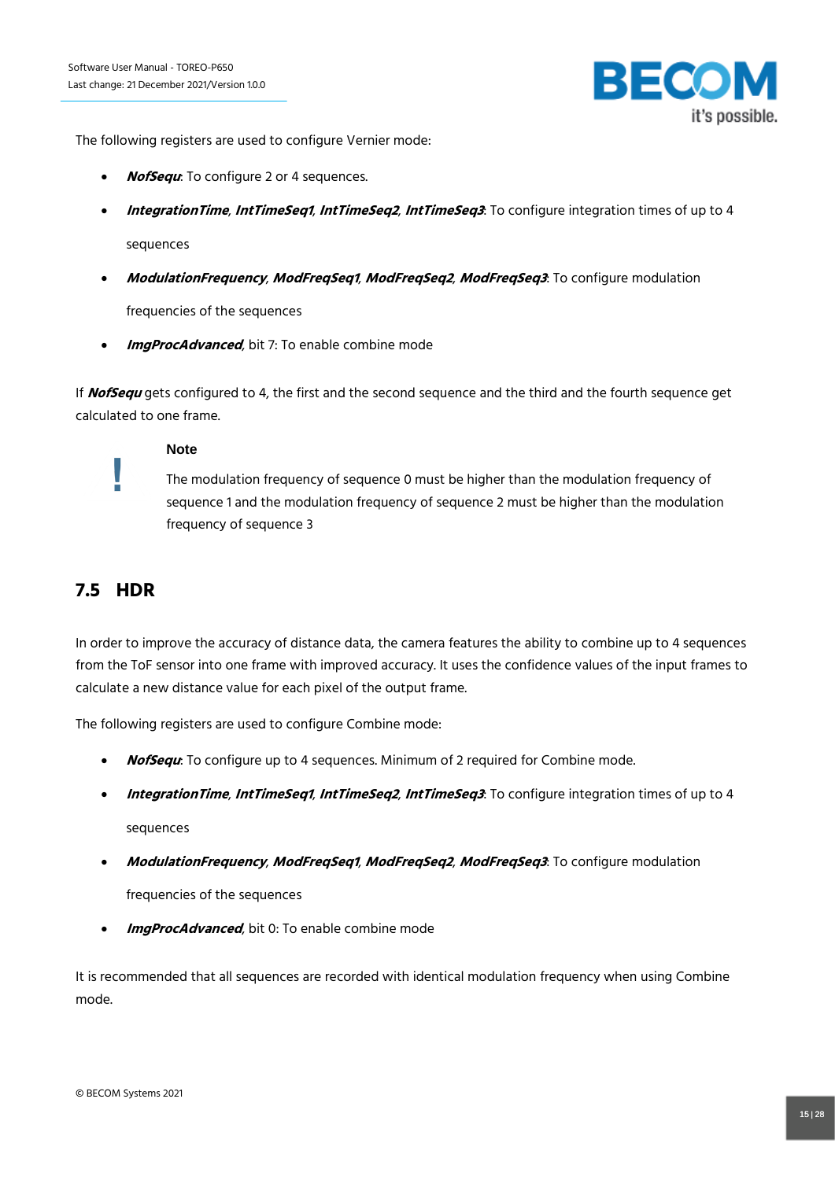The following registers are used to configure Vernier mode:

- ***NofSequ***: To configure 2 or 4 sequences.
- ***IntegrationTime***, ***IntTimeSeq1***, ***IntTimeSeq2***, ***IntTimeSeq3***: To configure integration times of up to 4 sequences
- ***ModulationFrequency***, ***ModFreqSeq1***, ***ModFreqSeq2***, ***ModFreqSeq3***: To configure modulation frequencies of the sequences
- ***ImgProcAdvanced***, bit 7: To enable combine mode

If ***NofSequ*** gets configured to 4, the first and the second sequence and the third and the fourth sequence get calculated to one frame.

> **Note**
>
> The modulation frequency of sequence 0 must be higher than the modulation frequency of sequence 1 and the modulation frequency of sequence 2 must be higher than the modulation frequency of sequence 3

## 7.5 HDR

In order to improve the accuracy of distance data, the camera features the ability to combine up to 4 sequences from the ToF sensor into one frame with improved accuracy. It uses the confidence values of the input frames to calculate a new distance value for each pixel of the output frame.

The following registers are used to configure Combine mode:

- ***NofSequ***: To configure up to 4 sequences. Minimum of 2 required for Combine mode.
- ***IntegrationTime***, ***IntTimeSeq1***, ***IntTimeSeq2***, ***IntTimeSeq3***: To configure integration times of up to 4 sequences
- ***ModulationFrequency***, ***ModFreqSeq1***, ***ModFreqSeq2***, ***ModFreqSeq3***: To configure modulation frequencies of the sequences
- ***ImgProcAdvanced***, bit 0: To enable combine mode

It is recommended that all sequences are recorded with identical modulation frequency when using Combine mode.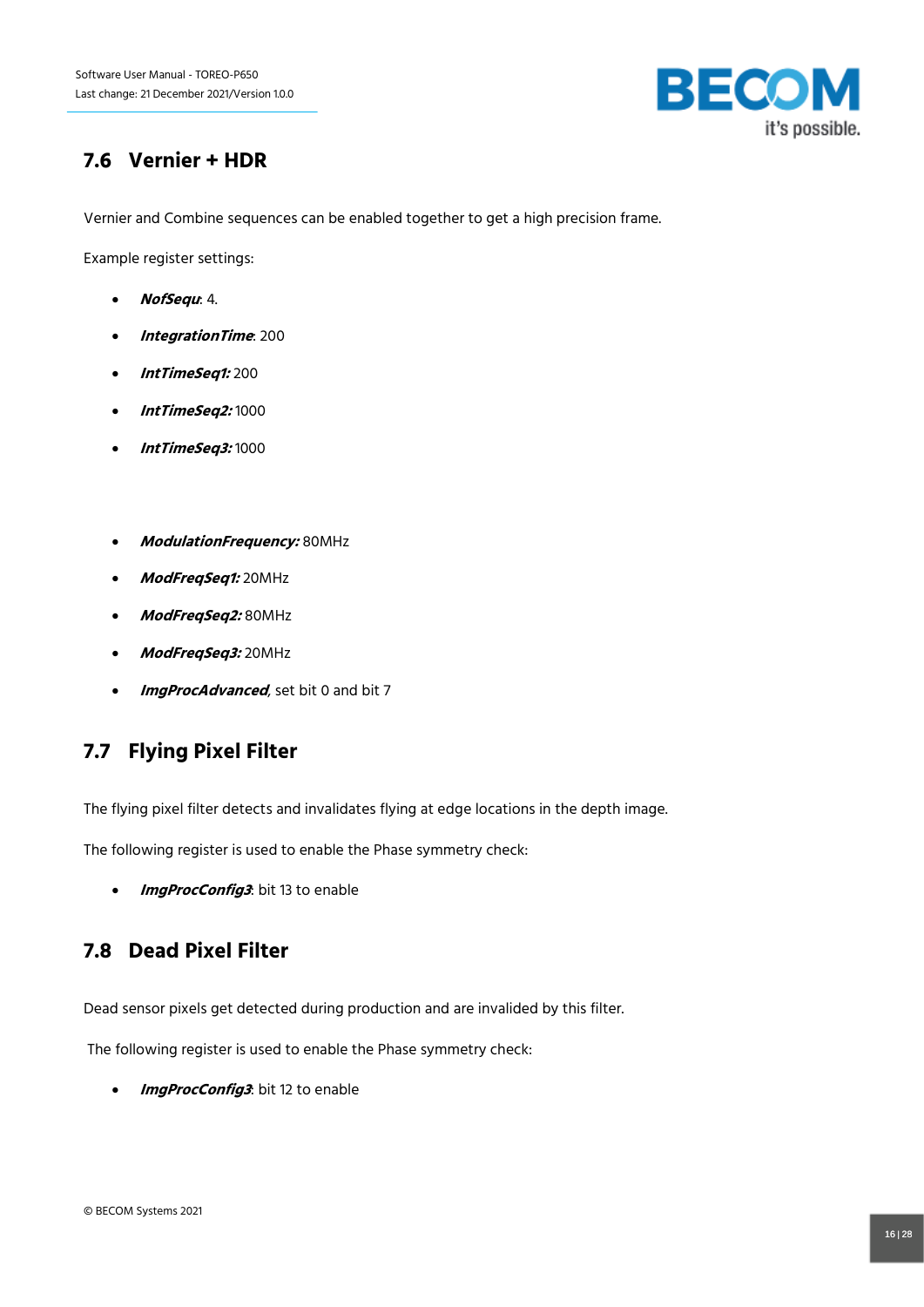## 7.6 Vernier + HDR

Vernier and Combine sequences can be enabled together to get a high precision frame.

Example register settings:

- ***NofSequ***: 4.
- ***IntegrationTime***: 200
- ***IntTimeSeq1:*** 200
- ***IntTimeSeq2:*** 1000
- ***IntTimeSeq3:*** 1000

- ***ModulationFrequency:*** 80MHz
- ***ModFreqSeq1:*** 20MHz
- ***ModFreqSeq2:*** 80MHz
- ***ModFreqSeq3:*** 20MHz
- ***ImgProcAdvanced***, set bit 0 and bit 7

## 7.7 Flying Pixel Filter

The flying pixel filter detects and invalidates flying at edge locations in the depth image.

The following register is used to enable the Phase symmetry check:

- ***ImgProcConfig3***: bit 13 to enable

## 7.8 Dead Pixel Filter

Dead sensor pixels get detected during production and are invalided by this filter.

The following register is used to enable the Phase symmetry check:

- ***ImgProcConfig3***: bit 12 to enable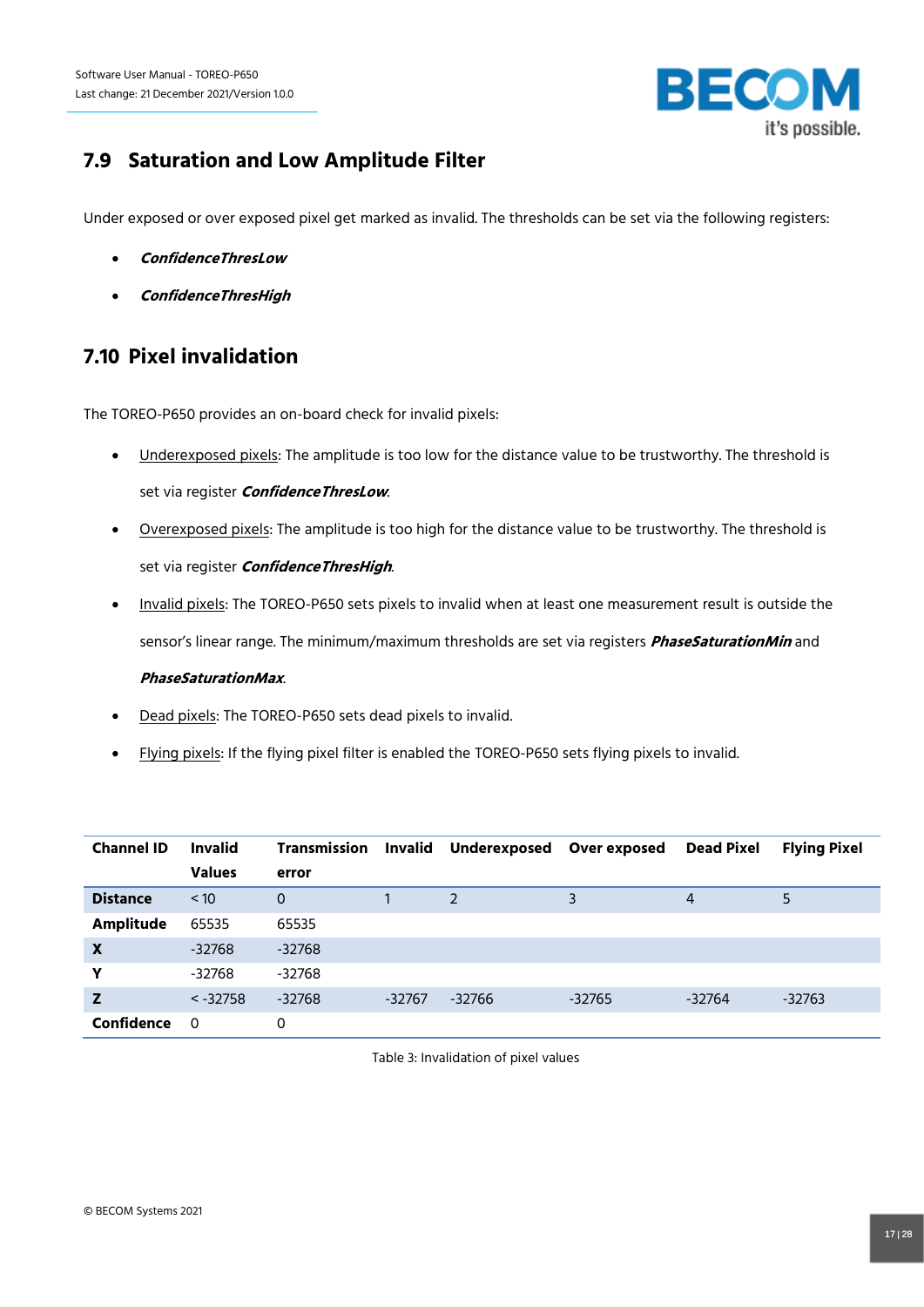## 7.9 Saturation and Low Amplitude Filter

Under exposed or over exposed pixel get marked as invalid. The thresholds can be set via the following registers:

- ***ConfidenceThresLow***
- ***ConfidenceThresHigh***

## 7.10 Pixel invalidation

The TOREO-P650 provides an on-board check for invalid pixels:

- Underexposed pixels: The amplitude is too low for the distance value to be trustworthy. The threshold is set via register ***ConfidenceThresLow***.
- Overexposed pixels: The amplitude is too high for the distance value to be trustworthy. The threshold is set via register ***ConfidenceThresHigh***.
- Invalid pixels: The TOREO-P650 sets pixels to invalid when at least one measurement result is outside the sensor's linear range. The minimum/maximum thresholds are set via registers ***PhaseSaturationMin*** and ***PhaseSaturationMax***.
- Dead pixels: The TOREO-P650 sets dead pixels to invalid.
- Flying pixels: If the flying pixel filter is enabled the TOREO-P650 sets flying pixels to invalid.

| Channel ID | Invalid Values | Transmission error | Invalid | Underexposed | Over exposed | Dead Pixel | Flying Pixel |
|---|---|---|---|---|---|---|---|
| **Distance** | < 10 | 0 | 1 | 2 | 3 | 4 | 5 |
| **Amplitude** | 65535 | 65535 | | | | | |
| **X** | -32768 | -32768 | | | | | |
| **Y** | -32768 | -32768 | | | | | |
| **Z** | < -32758 | -32768 | -32767 | -32766 | -32765 | -32764 | -32763 |
| **Confidence** | 0 | 0 | | | | | |

Table 3: Invalidation of pixel values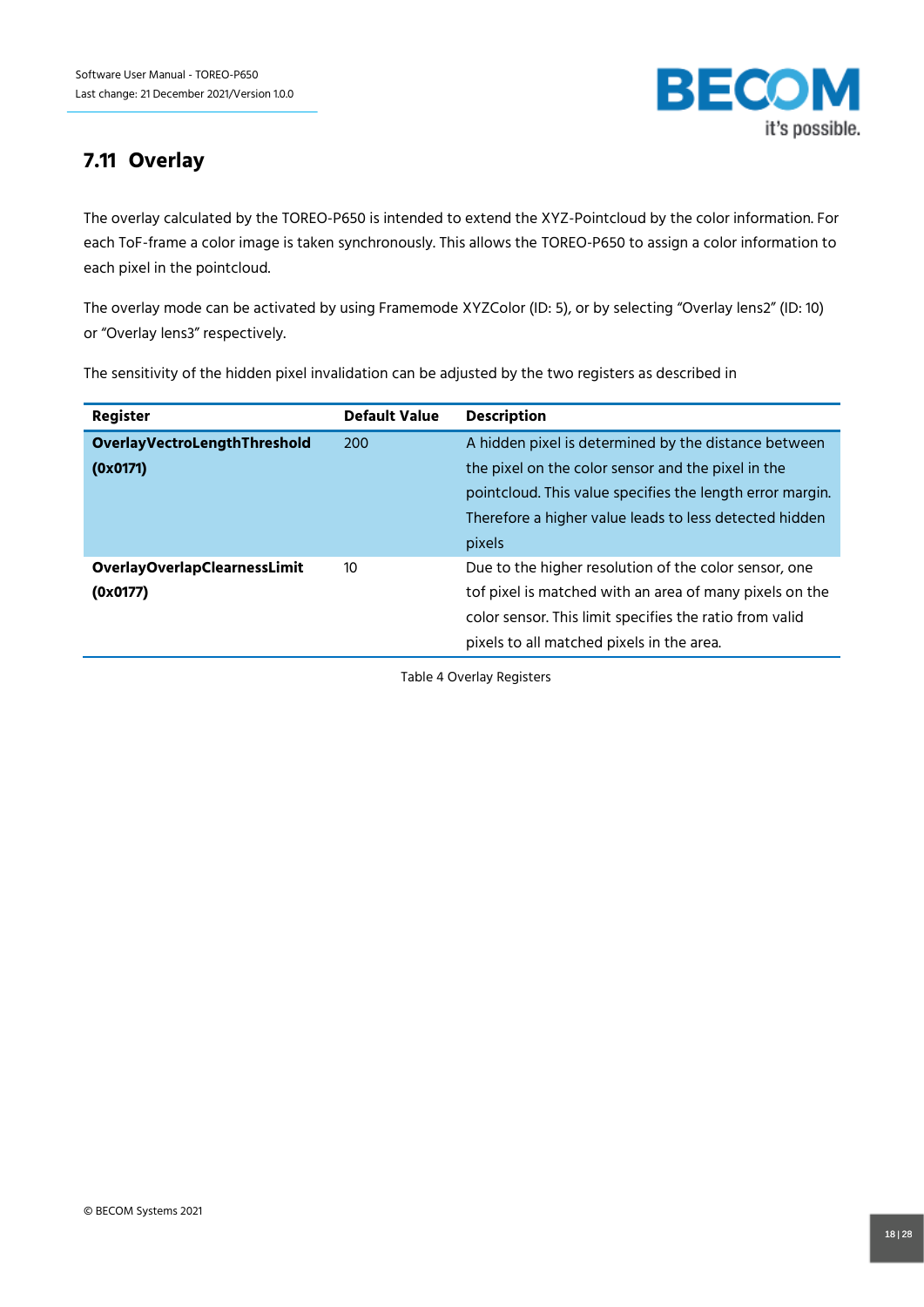## 7.11 Overlay

The overlay calculated by the TOREO-P650 is intended to extend the XYZ-Pointcloud by the color information. For each ToF-frame a color image is taken synchronously. This allows the TOREO-P650 to assign a color information to each pixel in the pointcloud.

The overlay mode can be activated by using Framemode XYZColor (ID: 5), or by selecting “Overlay lens2” (ID: 10) or “Overlay lens3” respectively.

The sensitivity of the hidden pixel invalidation can be adjusted by the two registers as described in

| Register | Default Value | Description |
|---|---|---|
| **OverlayVectroLengthThreshold (0x0171)** | 200 | A hidden pixel is determined by the distance between the pixel on the color sensor and the pixel in the pointcloud. This value specifies the length error margin. Therefore a higher value leads to less detected hidden pixels |
| **OverlayOverlapClearnessLimit (0x0177)** | 10 | Due to the higher resolution of the color sensor, one tof pixel is matched with an area of many pixels on the color sensor. This limit specifies the ratio from valid pixels to all matched pixels in the area. |

Table 4 Overlay Registers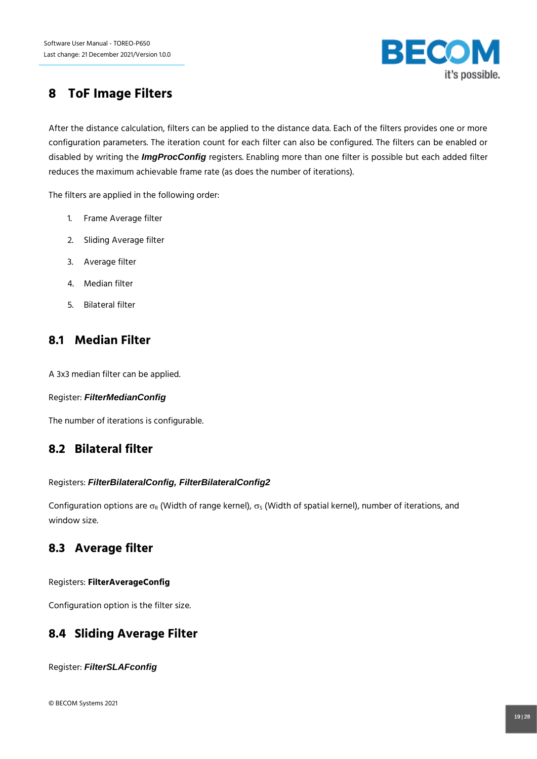# 8 ToF Image Filters

After the distance calculation, filters can be applied to the distance data. Each of the filters provides one or more configuration parameters. The iteration count for each filter can also be configured. The filters can be enabled or disabled by writing the ***ImgProcConfig*** registers. Enabling more than one filter is possible but each added filter reduces the maximum achievable frame rate (as does the number of iterations).

The filters are applied in the following order:

1. Frame Average filter
2. Sliding Average filter
3. Average filter
4. Median filter
5. Bilateral filter

## 8.1 Median Filter

A 3x3 median filter can be applied.

Register: ***FilterMedianConfig***

The number of iterations is configurable.

## 8.2 Bilateral filter

Registers: ***FilterBilateralConfig, FilterBilateralConfig2***

Configuration options are $\sigma_R$ (Width of range kernel), $\sigma_S$ (Width of spatial kernel), number of iterations, and window size.

## 8.3 Average filter

Registers: **FilterAverageConfig**

Configuration option is the filter size.

## 8.4 Sliding Average Filter

Register: ***FilterSLAFconfig***

© BECOM Systems 2021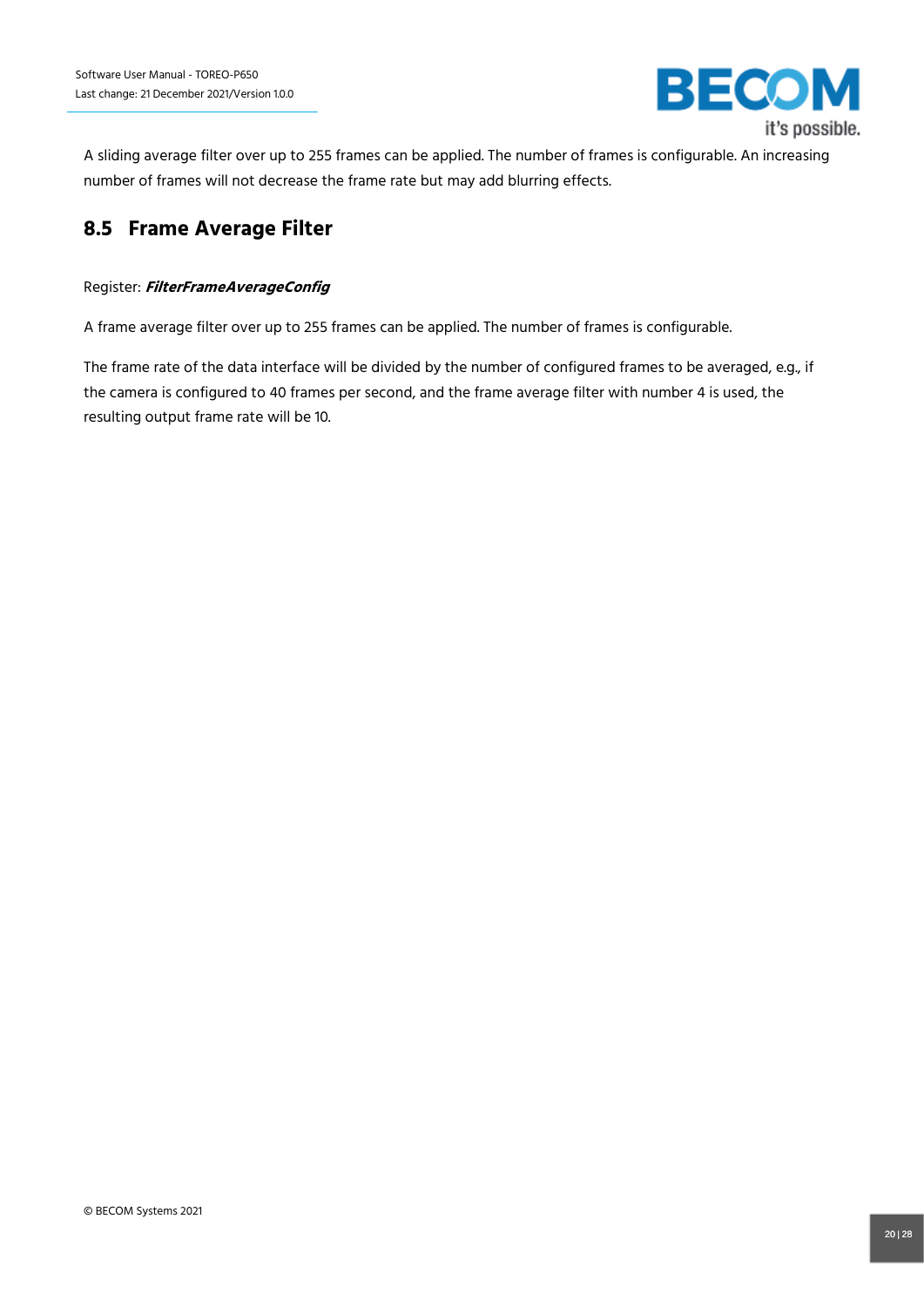A sliding average filter over up to 255 frames can be applied. The number of frames is configurable. An increasing number of frames will not decrease the frame rate but may add blurring effects.

## 8.5 Frame Average Filter

Register: ***FilterFrameAverageConfig***

A frame average filter over up to 255 frames can be applied. The number of frames is configurable.

The frame rate of the data interface will be divided by the number of configured frames to be averaged, e.g., if the camera is configured to 40 frames per second, and the frame average filter with number 4 is used, the resulting output frame rate will be 10.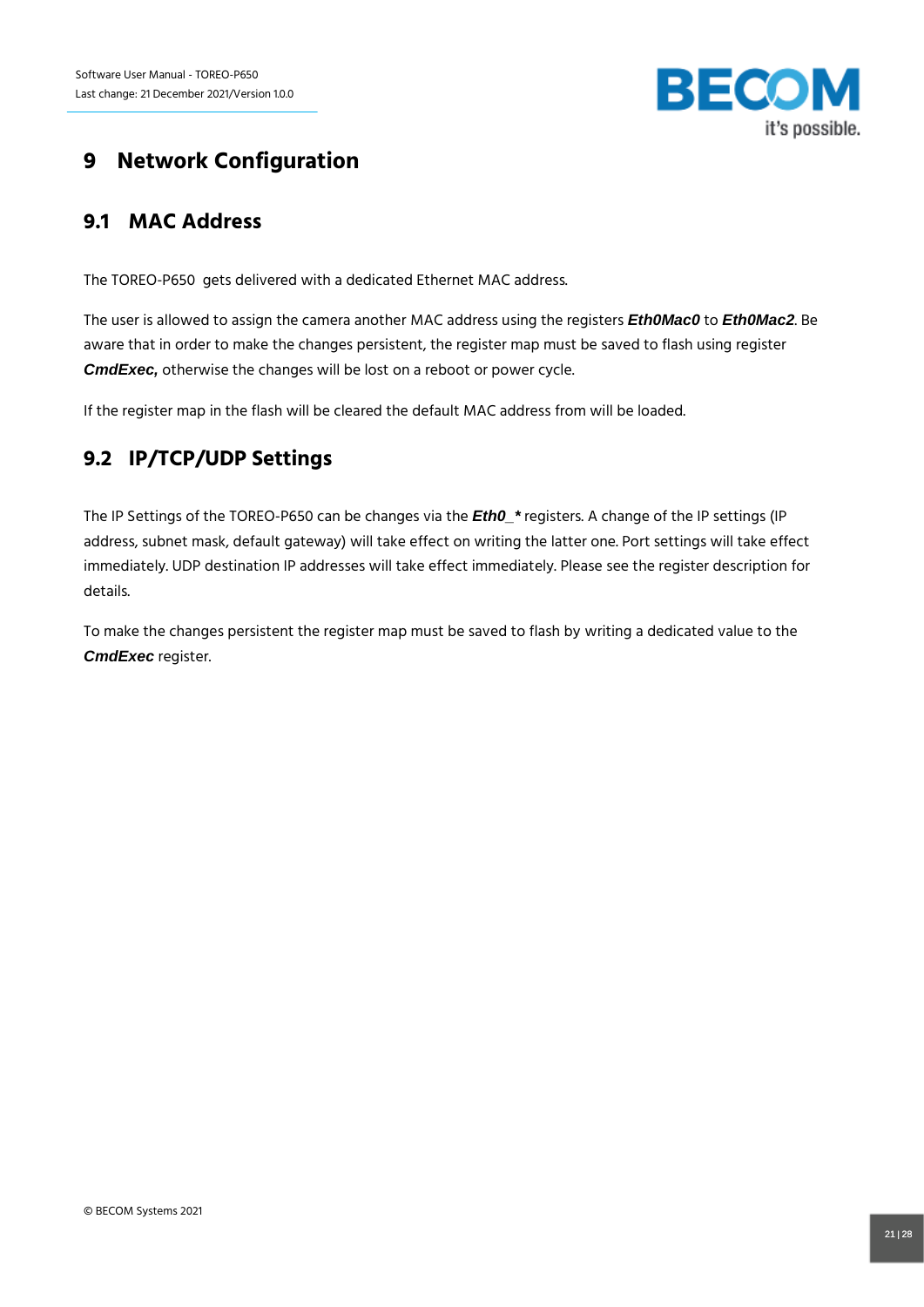# 9 Network Configuration

## 9.1 MAC Address

The TOREO-P650  gets delivered with a dedicated Ethernet MAC address.

The user is allowed to assign the camera another MAC address using the registers ***Eth0Mac0*** to ***Eth0Mac2***. Be aware that in order to make the changes persistent, the register map must be saved to flash using register ***CmdExec,*** otherwise the changes will be lost on a reboot or power cycle.

If the register map in the flash will be cleared the default MAC address from will be loaded.

## 9.2 IP/TCP/UDP Settings

The IP Settings of the TOREO-P650 can be changes via the ***Eth0_**** registers. A change of the IP settings (IP address, subnet mask, default gateway) will take effect on writing the latter one. Port settings will take effect immediately. UDP destination IP addresses will take effect immediately. Please see the register description for details.

To make the changes persistent the register map must be saved to flash by writing a dedicated value to the ***CmdExec*** register.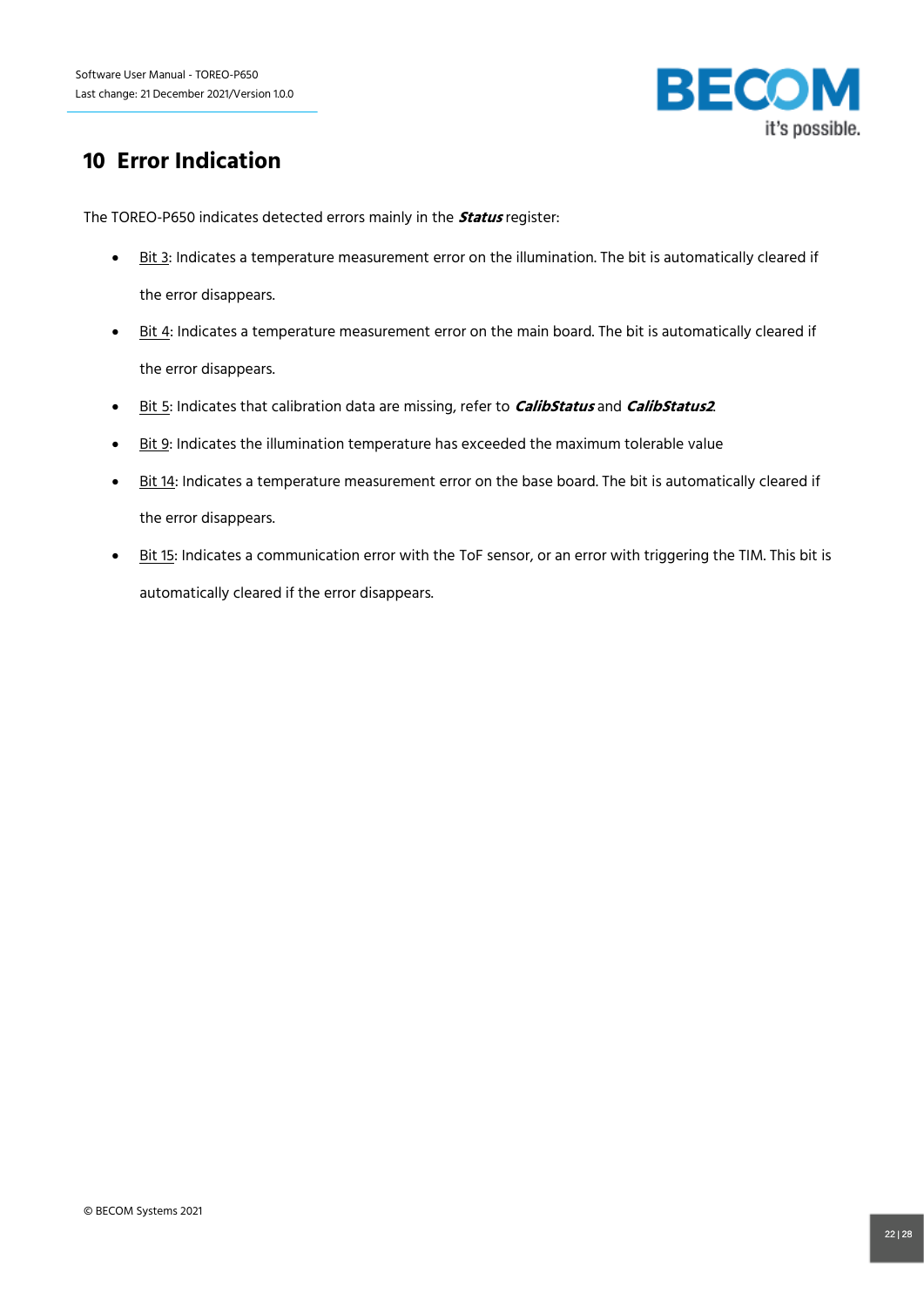# 10 Error Indication

The TOREO-P650 indicates detected errors mainly in the ***Status*** register:

- Bit 3: Indicates a temperature measurement error on the illumination. The bit is automatically cleared if the error disappears.
- Bit 4: Indicates a temperature measurement error on the main board. The bit is automatically cleared if the error disappears.
- Bit 5: Indicates that calibration data are missing, refer to ***CalibStatus*** and ***CalibStatus2***.
- Bit 9: Indicates the illumination temperature has exceeded the maximum tolerable value
- Bit 14: Indicates a temperature measurement error on the base board. The bit is automatically cleared if the error disappears.
- Bit 15: Indicates a communication error with the ToF sensor, or an error with triggering the TIM. This bit is automatically cleared if the error disappears.

© BECOM Systems 2021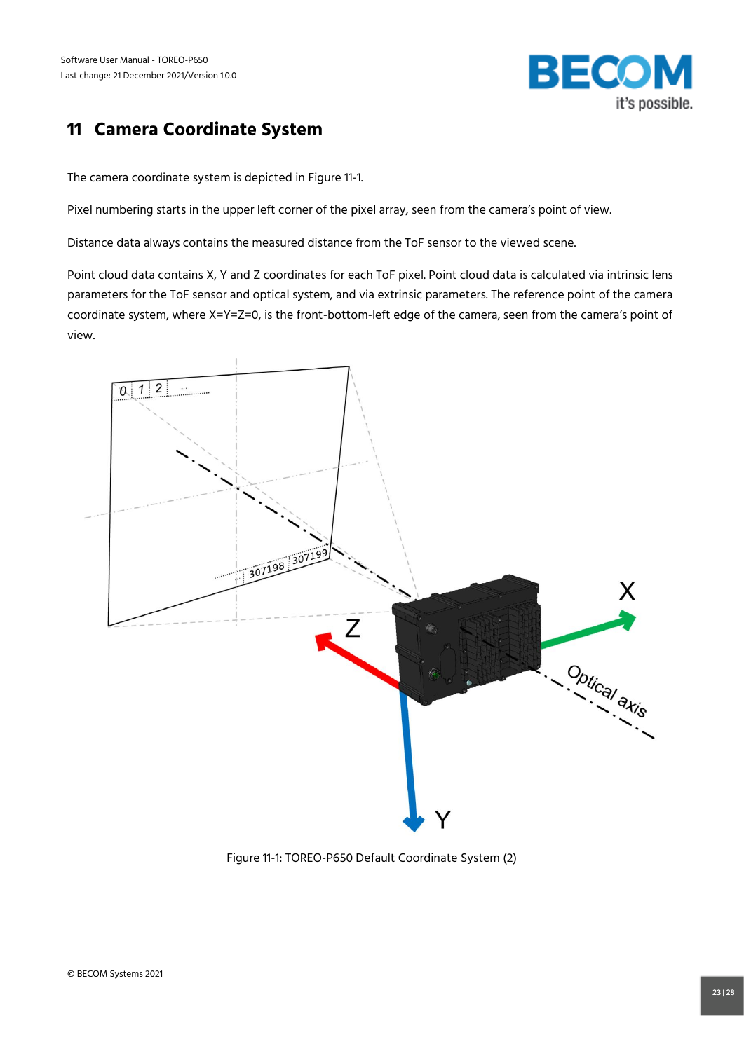# 11 Camera Coordinate System

The camera coordinate system is depicted in Figure 11-1.

Pixel numbering starts in the upper left corner of the pixel array, seen from the camera's point of view.

Distance data always contains the measured distance from the ToF sensor to the viewed scene.

Point cloud data contains X, Y and Z coordinates for each ToF pixel. Point cloud data is calculated via intrinsic lens parameters for the ToF sensor and optical system, and via extrinsic parameters. The reference point of the camera coordinate system, where X=Y=Z=0, is the front-bottom-left edge of the camera, seen from the camera's point of view.

Figure 11-1: TOREO-P650 Default Coordinate System (2)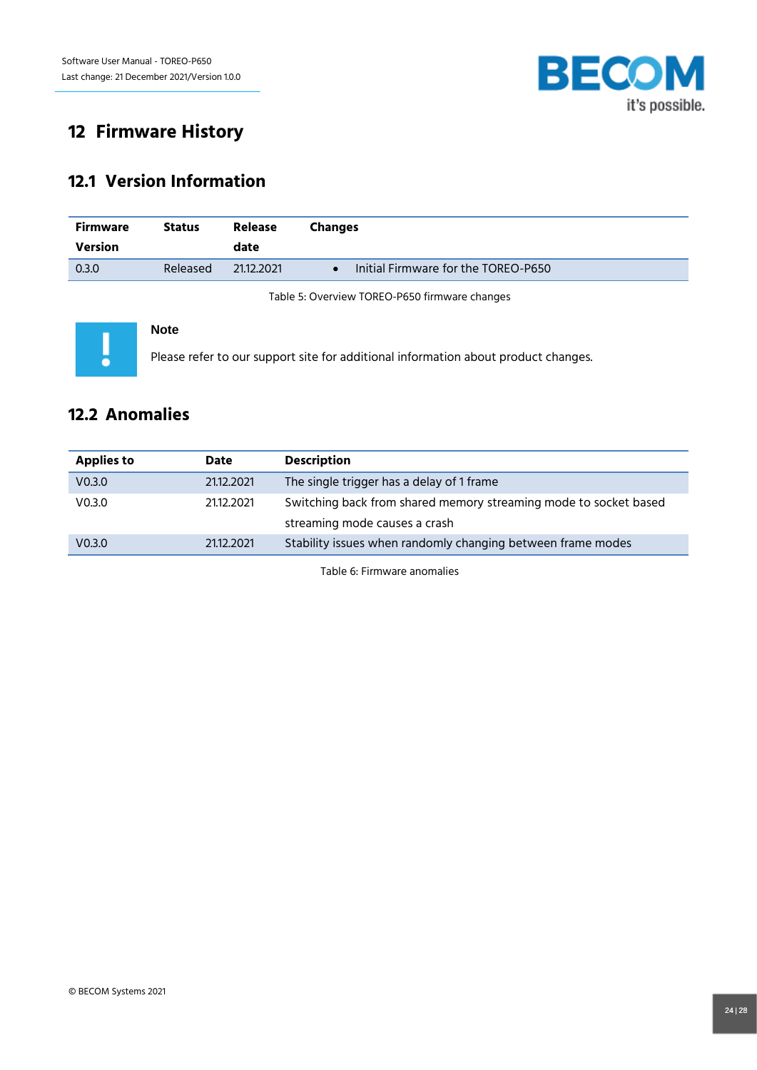# 12 Firmware History

## 12.1 Version Information

| Firmware Version | Status | Release date | Changes |
|---|---|---|---|
| 0.3.0 | Released | 21.12.2021 | • Initial Firmware for the TOREO-P650 |

Table 5: Overview TOREO-P650 firmware changes

**Note**

Please refer to our support site for additional information about product changes.

## 12.2 Anomalies

| Applies to | Date | Description |
|---|---|---|
| V0.3.0 | 21.12.2021 | The single trigger has a delay of 1 frame |
| V0.3.0 | 21.12.2021 | Switching back from shared memory streaming mode to socket based streaming mode causes a crash |
| V0.3.0 | 21.12.2021 | Stability issues when randomly changing between frame modes |

Table 6: Firmware anomalies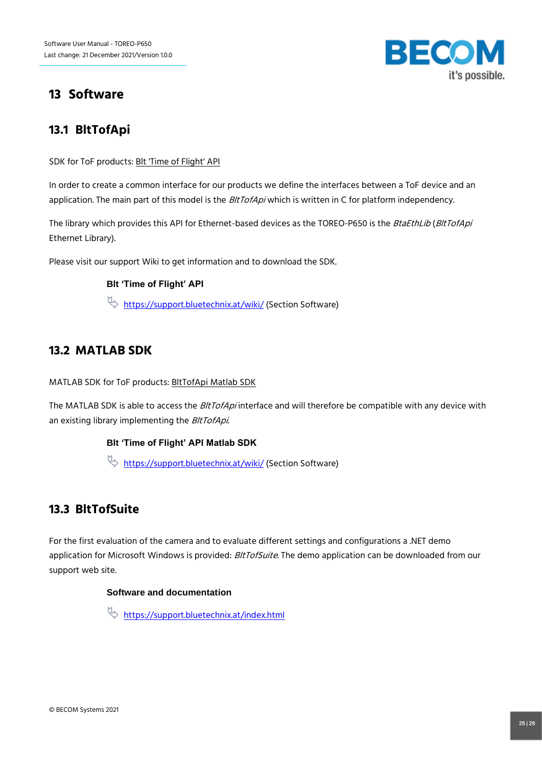# 13 Software

## 13.1 BltTofApi

SDK for ToF products: Blt 'Time of Flight' API

In order to create a common interface for our products we define the interfaces between a ToF device and an application. The main part of this model is the *BltTofApi* which is written in C for platform independency.

The library which provides this API for Ethernet-based devices as the TOREO-P650 is the *BtaEthLib* (*BltTofApi* Ethernet Library).

Please visit our support Wiki to get information and to download the SDK.

**Blt 'Time of Flight' API**

https://support.bluetechnix.at/wiki/ (Section Software)

## 13.2 MATLAB SDK

MATLAB SDK for ToF products: BltTofApi Matlab SDK

The MATLAB SDK is able to access the *BltTofApi* interface and will therefore be compatible with any device with an existing library implementing the *BltTofApi*.

**Blt 'Time of Flight' API Matlab SDK**

https://support.bluetechnix.at/wiki/ (Section Software)

## 13.3 BltTofSuite

For the first evaluation of the camera and to evaluate different settings and configurations a .NET demo application for Microsoft Windows is provided: *BltTofSuite*. The demo application can be downloaded from our support web site.

**Software and documentation**

https://support.bluetechnix.at/index.html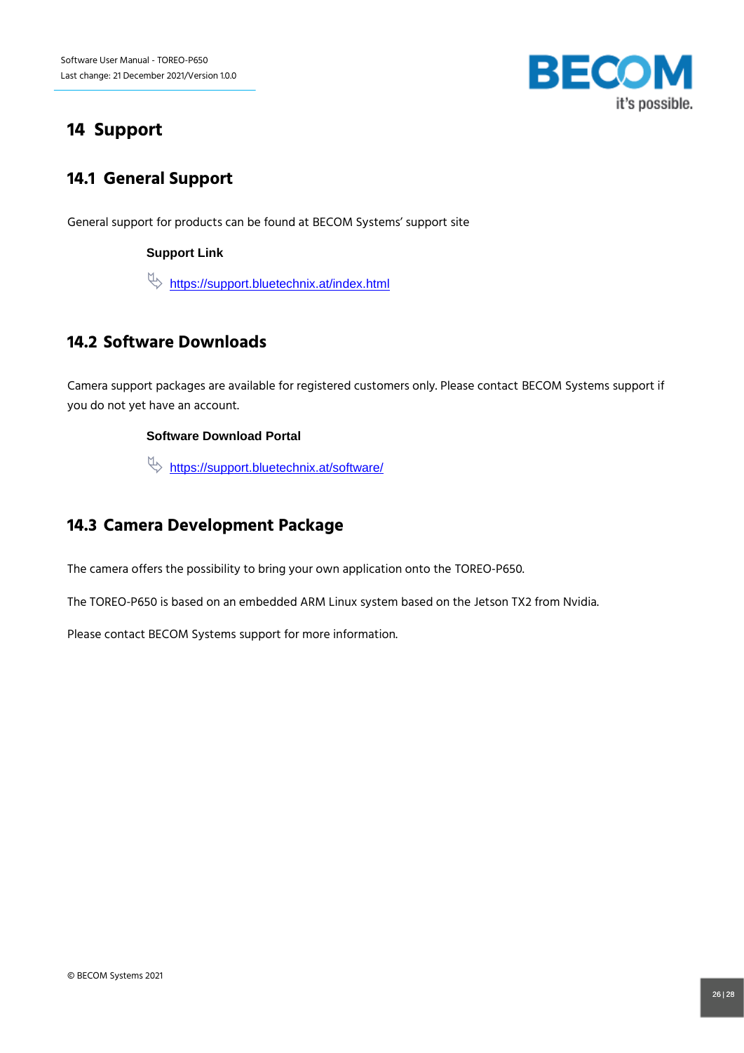# 14 Support

## 14.1 General Support

General support for products can be found at BECOM Systems' support site

**Support Link**

https://support.bluetechnix.at/index.html

## 14.2 Software Downloads

Camera support packages are available for registered customers only. Please contact BECOM Systems support if you do not yet have an account.

**Software Download Portal**

https://support.bluetechnix.at/software/

## 14.3 Camera Development Package

The camera offers the possibility to bring your own application onto the TOREO-P650.

The TOREO-P650 is based on an embedded ARM Linux system based on the Jetson TX2 from Nvidia.

Please contact BECOM Systems support for more information.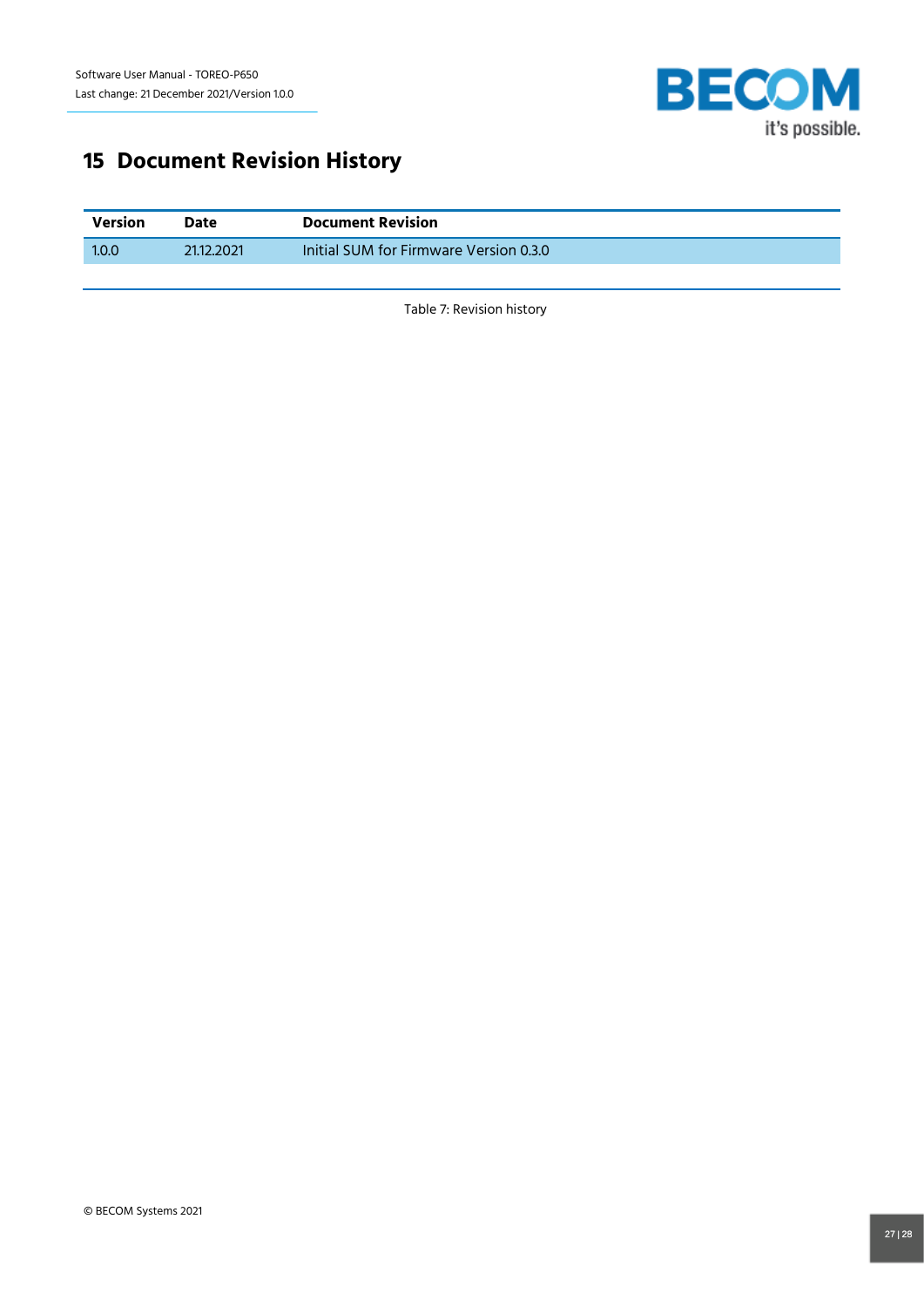# 15 Document Revision History

| Version | Date | Document Revision |
|---|---|---|
| 1.0.0 | 21.12.2021 | Initial SUM for Firmware Version 0.3.0 |

Table 7: Revision history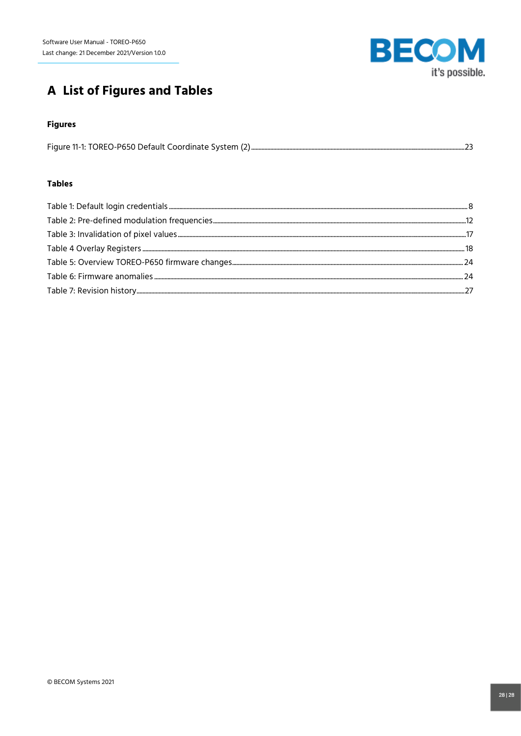# A List of Figures and Tables

### Figures

Figure 11-1: TOREO-P650 Default Coordinate System (2) ........ 23

### Tables

Table 1: Default login credentials ........ 8
Table 2: Pre-defined modulation frequencies ........ 12
Table 3: Invalidation of pixel values ........ 17
Table 4 Overlay Registers ........ 18
Table 5: Overview TOREO-P650 firmware changes ........ 24
Table 6: Firmware anomalies ........ 24
Table 7: Revision history ........ 27